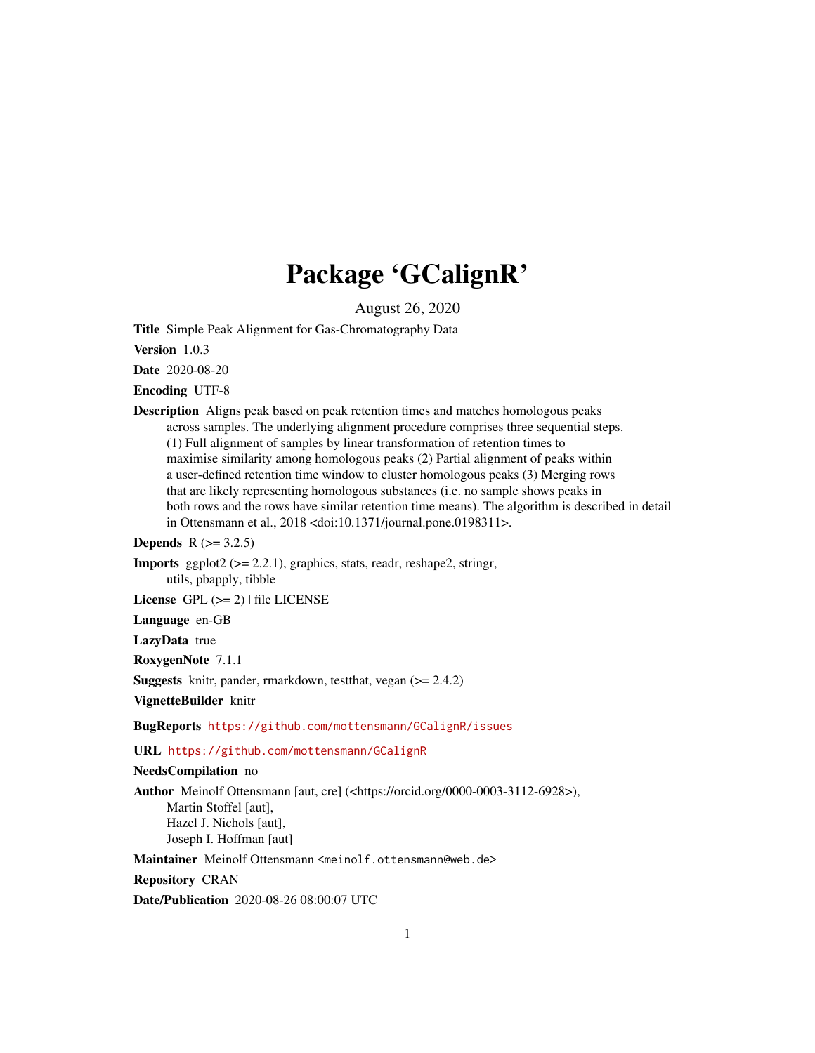# Package 'GCalignR'

August 26, 2020

**Title** Simple Peak Alignment for Gas-Chromatography Data

**Version** 1.0.3

**Date** 2020-08-20

**Encoding** UTF-8

**Description** Aligns peak based on peak retention times and matches homologous peaks across samples. The underlying alignment procedure comprises three sequential steps. (1) Full alignment of samples by linear transformation of retention times to maximise similarity among homologous peaks (2) Partial alignment of peaks within a user-defined retention time window to cluster homologous peaks (3) Merging rows that are likely representing homologous substances (i.e. no sample shows peaks in both rows and the rows have similar retention time means). The algorithm is described in detail in Ottensmann et al., 2018 <doi:10.1371/journal.pone.0198311>.

**Depends** R (>= 3.2.5)

**Imports** ggplot2 (>= 2.2.1), graphics, stats, readr, reshape2, stringr, utils, pbapply, tibble

**License** GPL (>= 2) | file LICENSE

**Language** en-GB

**LazyData** true

**RoxygenNote** 7.1.1

**Suggests** knitr, pander, rmarkdown, testthat, vegan (>= 2.4.2)

**VignetteBuilder** knitr

**BugReports** https://github.com/mottensmann/GCalignR/issues

**URL** https://github.com/mottensmann/GCalignR

**NeedsCompilation** no

**Author** Meinolf Ottensmann [aut, cre] (<https://orcid.org/0000-0003-3112-6928>), Martin Stoffel [aut], Hazel J. Nichols [aut], Joseph I. Hoffman [aut]

**Maintainer** Meinolf Ottensmann <meinolf.ottensmann@web.de>

**Repository** CRAN

**Date/Publication** 2020-08-26 08:00:07 UTC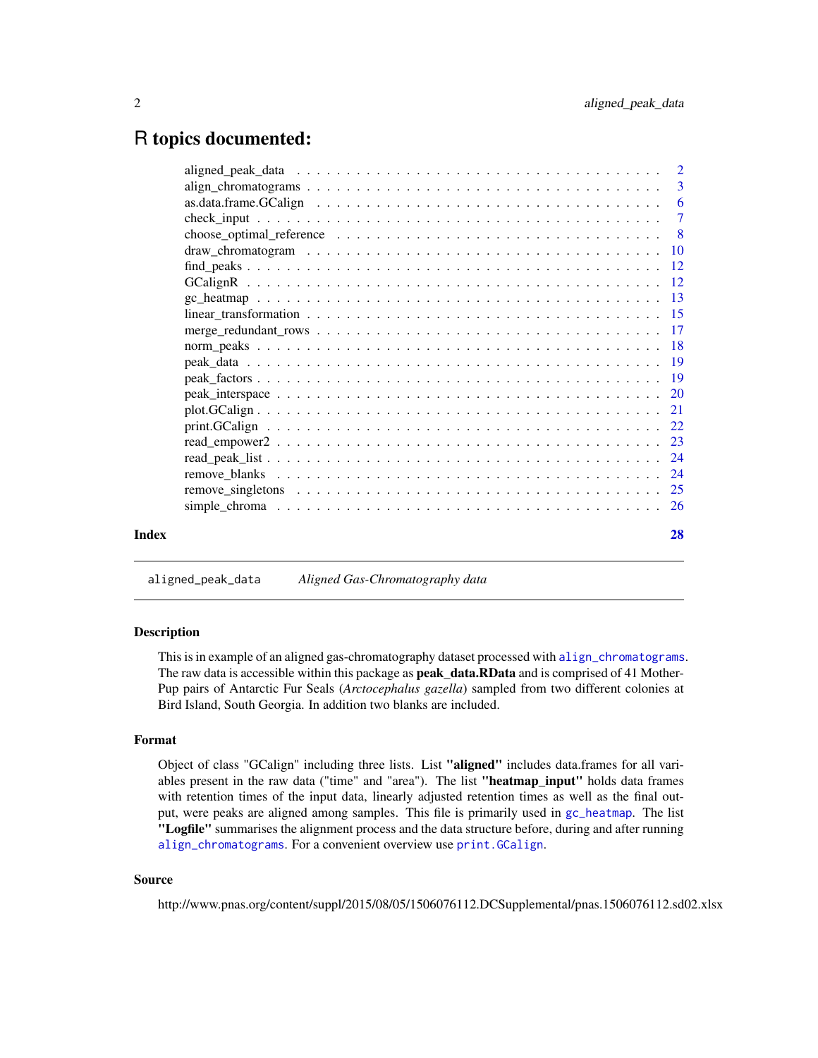# R topics documented:

| | |
|---|---|
| aligned_peak_data | 2 |
| align_chromatograms | 3 |
| as.data.frame.GCalign | 6 |
| check_input | 7 |
| choose_optimal_reference | 8 |
| draw_chromatogram | 10 |
| find_peaks | 12 |
| GCalignR | 12 |
| gc_heatmap | 13 |
| linear_transformation | 15 |
| merge_redundant_rows | 17 |
| norm_peaks | 18 |
| peak_data | 19 |
| peak_factors | 19 |
| peak_interspace | 20 |
| plot.GCalign | 21 |
| print.GCalign | 22 |
| read_empower2 | 23 |
| read_peak_list | 24 |
| remove_blanks | 24 |
| remove_singletons | 25 |
| simple_chroma | 26 |

**Index** 28

---

## aligned_peak_data — *Aligned Gas-Chromatography data*

### Description

This is in example of an aligned gas-chromatography dataset processed with `align_chromatograms`. The raw data is accessible within this package as **peak_data.RData** and is comprised of 41 Mother-Pup pairs of Antarctic Fur Seals (*Arctocephalus gazella*) sampled from two different colonies at Bird Island, South Georgia. In addition two blanks are included.

### Format

Object of class "GCalign" including three lists. List **"aligned"** includes data.frames for all variables present in the raw data ("time" and "area"). The list **"heatmap_input"** holds data frames with retention times of the input data, linearly adjusted retention times as well as the final output, were peaks are aligned among samples. This file is primarily used in `gc_heatmap`. The list **"Logfile"** summarises the alignment process and the data structure before, during and after running `align_chromatograms`. For a convenient overview use `print.GCalign`.

### Source

http://www.pnas.org/content/suppl/2015/08/05/1506076112.DCSupplemental/pnas.1506076112.sd02.xlsx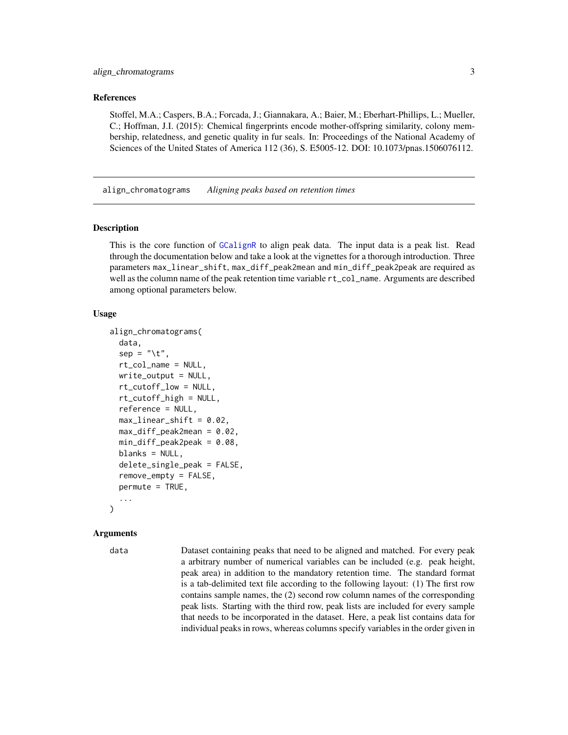### References

Stoffel, M.A.; Caspers, B.A.; Forcada, J.; Giannakara, A.; Baier, M.; Eberhart-Phillips, L.; Mueller, C.; Hoffman, J.I. (2015): Chemical fingerprints encode mother-offspring similarity, colony membership, relatedness, and genetic quality in fur seals. In: Proceedings of the National Academy of Sciences of the United States of America 112 (36), S. E5005-12. DOI: 10.1073/pnas.1506076112.

---

## align_chromatograms *Aligning peaks based on retention times*

### Description

This is the core function of GCalignR to align peak data. The input data is a peak list. Read through the documentation below and take a look at the vignettes for a thorough introduction. Three parameters `max_linear_shift`, `max_diff_peak2mean` and `min_diff_peak2peak` are required as well as the column name of the peak retention time variable `rt_col_name`. Arguments are described among optional parameters below.

### Usage

```
align_chromatograms(
  data,
  sep = "\t",
  rt_col_name = NULL,
  write_output = NULL,
  rt_cutoff_low = NULL,
  rt_cutoff_high = NULL,
  reference = NULL,
  max_linear_shift = 0.02,
  max_diff_peak2mean = 0.02,
  min_diff_peak2peak = 0.08,
  blanks = NULL,
  delete_single_peak = FALSE,
  remove_empty = FALSE,
  permute = TRUE,
  ...
)
```

### Arguments

`data` Dataset containing peaks that need to be aligned and matched. For every peak a arbitrary number of numerical variables can be included (e.g. peak height, peak area) in addition to the mandatory retention time. The standard format is a tab-delimited text file according to the following layout: (1) The first row contains sample names, the (2) second row column names of the corresponding peak lists. Starting with the third row, peak lists are included for every sample that needs to be incorporated in the dataset. Here, a peak list contains data for individual peaks in rows, whereas columns specify variables in the order given in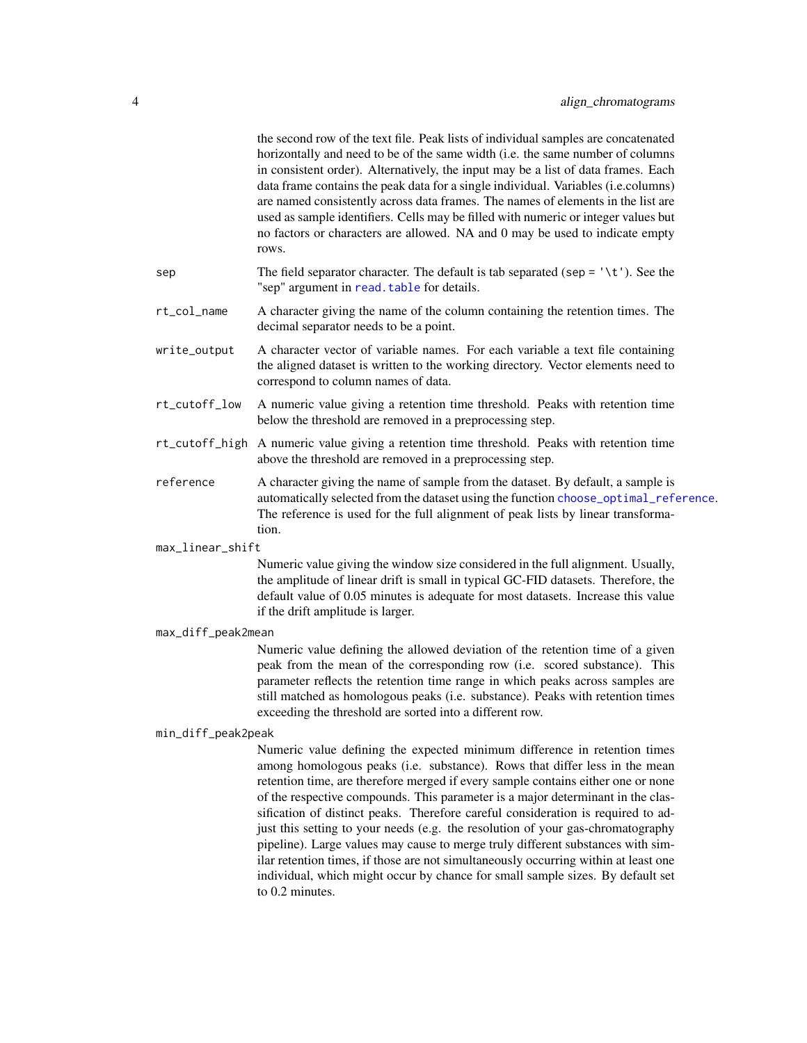the second row of the text file. Peak lists of individual samples are concatenated horizontally and need to be of the same width (i.e. the same number of columns in consistent order). Alternatively, the input may be a list of data frames. Each data frame contains the peak data for a single individual. Variables (i.e.columns) are named consistently across data frames. The names of elements in the list are used as sample identifiers. Cells may be filled with numeric or integer values but no factors or characters are allowed. NA and 0 may be used to indicate empty rows.

`sep`
: The field separator character. The default is tab separated (`sep = '\t'`). See the "sep" argument in `read.table` for details.

`rt_col_name`
: A character giving the name of the column containing the retention times. The decimal separator needs to be a point.

`write_output`
: A character vector of variable names. For each variable a text file containing the aligned dataset is written to the working directory. Vector elements need to correspond to column names of data.

`rt_cutoff_low`
: A numeric value giving a retention time threshold. Peaks with retention time below the threshold are removed in a preprocessing step.

`rt_cutoff_high`
: A numeric value giving a retention time threshold. Peaks with retention time above the threshold are removed in a preprocessing step.

`reference`
: A character giving the name of sample from the dataset. By default, a sample is automatically selected from the dataset using the function `choose_optimal_reference`. The reference is used for the full alignment of peak lists by linear transformation.

`max_linear_shift`
: Numeric value giving the window size considered in the full alignment. Usually, the amplitude of linear drift is small in typical GC-FID datasets. Therefore, the default value of 0.05 minutes is adequate for most datasets. Increase this value if the drift amplitude is larger.

`max_diff_peak2mean`
: Numeric value defining the allowed deviation of the retention time of a given peak from the mean of the corresponding row (i.e. scored substance). This parameter reflects the retention time range in which peaks across samples are still matched as homologous peaks (i.e. substance). Peaks with retention times exceeding the threshold are sorted into a different row.

`min_diff_peak2peak`
: Numeric value defining the expected minimum difference in retention times among homologous peaks (i.e. substance). Rows that differ less in the mean retention time, are therefore merged if every sample contains either one or none of the respective compounds. This parameter is a major determinant in the classification of distinct peaks. Therefore careful consideration is required to adjust this setting to your needs (e.g. the resolution of your gas-chromatography pipeline). Large values may cause to merge truly different substances with similar retention times, if those are not simultaneously occurring within at least one individual, which might occur by chance for small sample sizes. By default set to 0.2 minutes.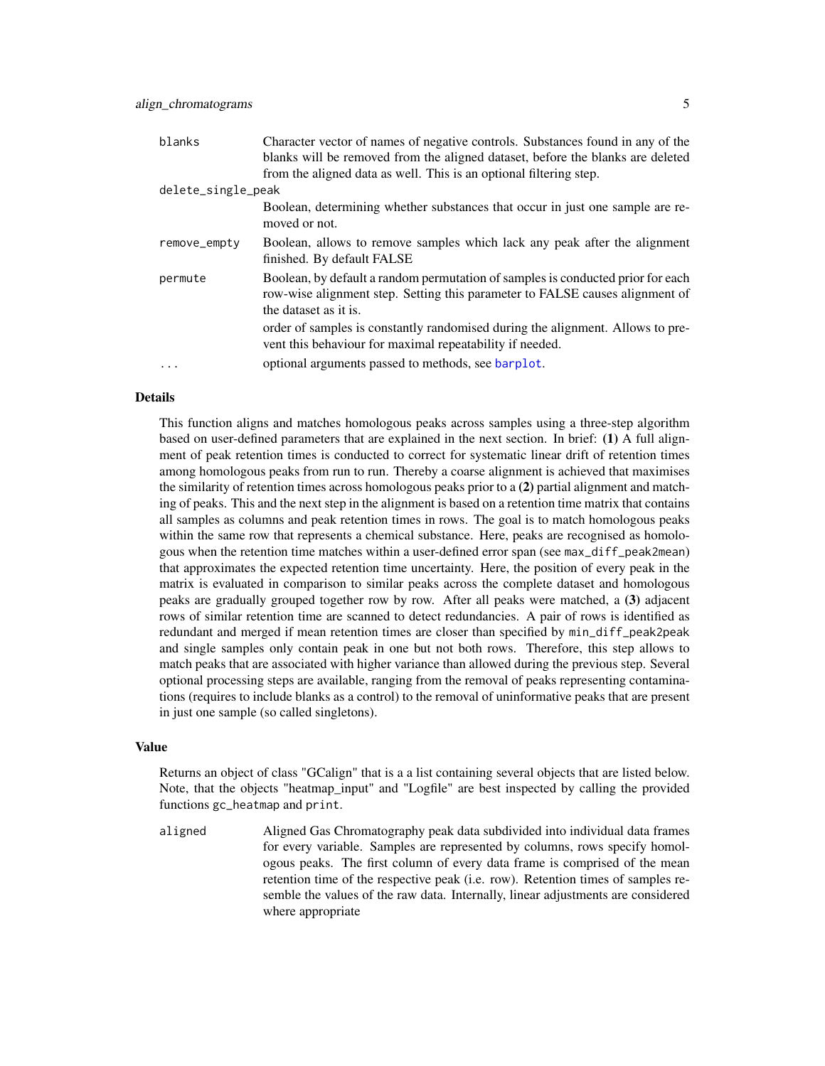| | |
|---|---|
| `blanks` | Character vector of names of negative controls. Substances found in any of the blanks will be removed from the aligned dataset, before the blanks are deleted from the aligned data as well. This is an optional filtering step. |
| `delete_single_peak` | Boolean, determining whether substances that occur in just one sample are removed or not. |
| `remove_empty` | Boolean, allows to remove samples which lack any peak after the alignment finished. By default FALSE |
| `permute` | Boolean, by default a random permutation of samples is conducted prior for each row-wise alignment step. Setting this parameter to FALSE causes alignment of the dataset as it is. order of samples is constantly randomised during the alignment. Allows to prevent this behaviour for maximal repeatability if needed. |
| `...` | optional arguments passed to methods, see barplot. |

### Details

This function aligns and matches homologous peaks across samples using a three-step algorithm based on user-defined parameters that are explained in the next section. In brief: **(1)** A full alignment of peak retention times is conducted to correct for systematic linear drift of retention times among homologous peaks from run to run. Thereby a coarse alignment is achieved that maximises the similarity of retention times across homologous peaks prior to a **(2)** partial alignment and matching of peaks. This and the next step in the alignment is based on a retention time matrix that contains all samples as columns and peak retention times in rows. The goal is to match homologous peaks within the same row that represents a chemical substance. Here, peaks are recognised as homologous when the retention time matches within a user-defined error span (see `max_diff_peak2mean`) that approximates the expected retention time uncertainty. Here, the position of every peak in the matrix is evaluated in comparison to similar peaks across the complete dataset and homologous peaks are gradually grouped together row by row. After all peaks were matched, a **(3)** adjacent rows of similar retention time are scanned to detect redundancies. A pair of rows is identified as redundant and merged if mean retention times are closer than specified by `min_diff_peak2peak` and single samples only contain peak in one but not both rows. Therefore, this step allows to match peaks that are associated with higher variance than allowed during the previous step. Several optional processing steps are available, ranging from the removal of peaks representing contaminations (requires to include blanks as a control) to the removal of uninformative peaks that are present in just one sample (so called singletons).

### Value

Returns an object of class "GCalign" that is a a list containing several objects that are listed below. Note, that the objects "heatmap_input" and "Logfile" are best inspected by calling the provided functions `gc_heatmap` and `print`.

| | |
|---|---|
| `aligned` | Aligned Gas Chromatography peak data subdivided into individual data frames for every variable. Samples are represented by columns, rows specify homologous peaks. The first column of every data frame is comprised of the mean retention time of the respective peak (i.e. row). Retention times of samples resemble the values of the raw data. Internally, linear adjustments are considered where appropriate |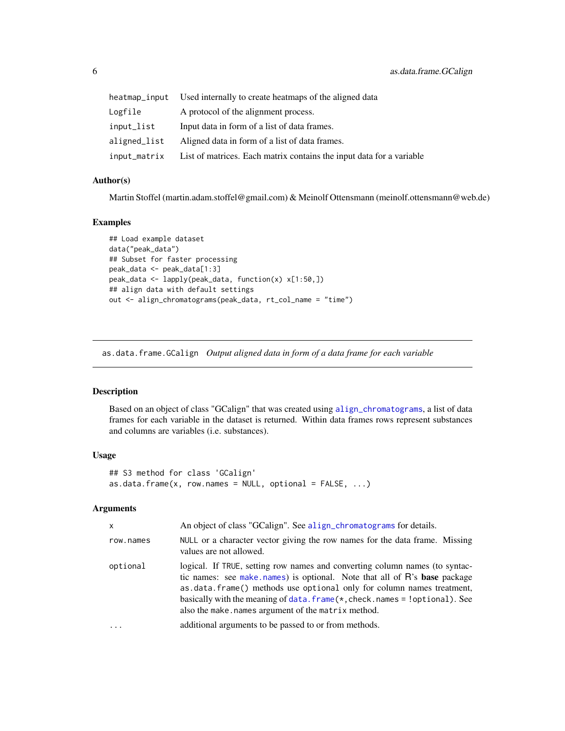| | |
|---|---|
| heatmap_input | Used internally to create heatmaps of the aligned data |
| Logfile | A protocol of the alignment process. |
| input_list | Input data in form of a list of data frames. |
| aligned_list | Aligned data in form of a list of data frames. |
| input_matrix | List of matrices. Each matrix contains the input data for a variable |

### Author(s)

Martin Stoffel (martin.adam.stoffel@gmail.com) & Meinolf Ottensmann (meinolf.ottensmann@web.de)

### Examples

```
## Load example dataset
data("peak_data")
## Subset for faster processing
peak_data <- peak_data[1:3]
peak_data <- lapply(peak_data, function(x) x[1:50,])
## align data with default settings
out <- align_chromatograms(peak_data, rt_col_name = "time")
```

---

## as.data.frame.GCalign    *Output aligned data in form of a data frame for each variable*

---

### Description

Based on an object of class "GCalign" that was created using align_chromatograms, a list of data frames for each variable in the dataset is returned. Within data frames rows represent substances and columns are variables (i.e. substances).

### Usage

```
## S3 method for class 'GCalign'
as.data.frame(x, row.names = NULL, optional = FALSE, ...)
```

### Arguments

| | |
|---|---|
| x | An object of class "GCalign". See align_chromatograms for details. |
| row.names | NULL or a character vector giving the row names for the data frame. Missing values are not allowed. |
| optional | logical. If TRUE, setting row names and converting column names (to syntactic names: see make.names) is optional. Note that all of R's **base** package as.data.frame() methods use optional only for column names treatment, basically with the meaning of data.frame(*,check.names = !optional). See also the make.names argument of the matrix method. |
| ... | additional arguments to be passed to or from methods. |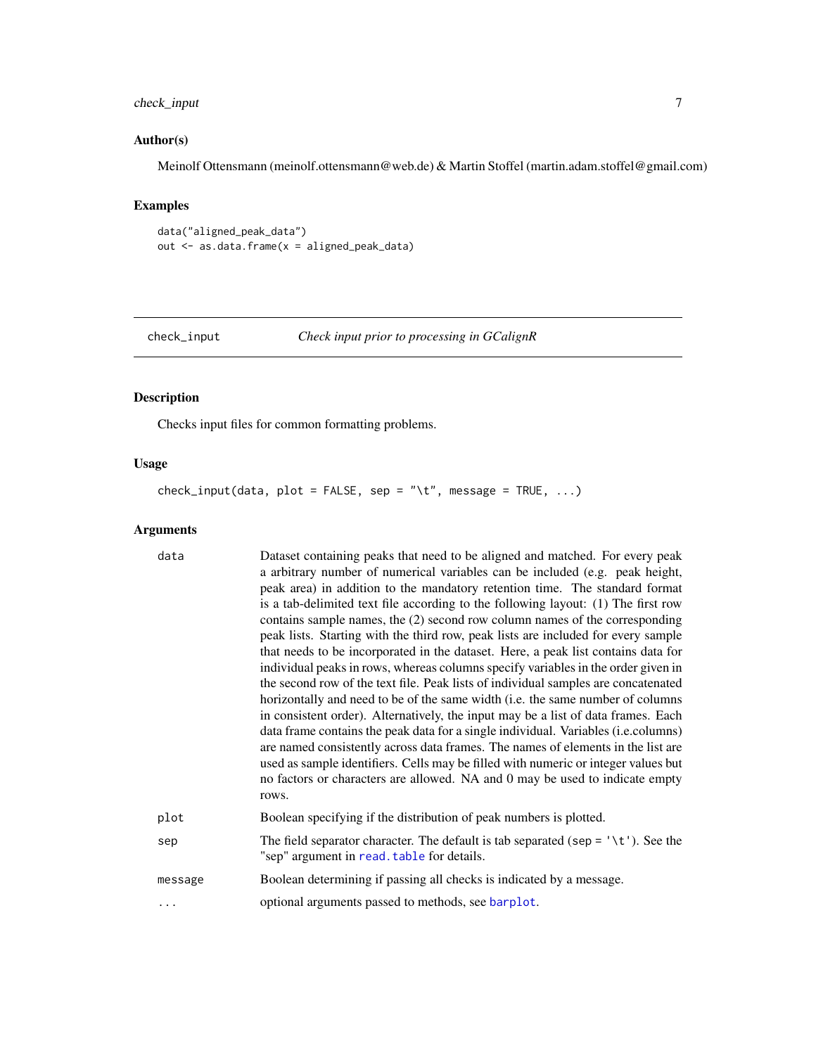### Author(s)

Meinolf Ottensmann (meinolf.ottensmann@web.de) & Martin Stoffel (martin.adam.stoffel@gmail.com)

### Examples

```
data("aligned_peak_data")
out <- as.data.frame(x = aligned_peak_data)
```

## check_input *Check input prior to processing in GCalignR*

### Description

Checks input files for common formatting problems.

### Usage

```
check_input(data, plot = FALSE, sep = "\t", message = TRUE, ...)
```

### Arguments

| | |
|---|---|
| data | Dataset containing peaks that need to be aligned and matched. For every peak a arbitrary number of numerical variables can be included (e.g. peak height, peak area) in addition to the mandatory retention time. The standard format is a tab-delimited text file according to the following layout: (1) The first row contains sample names, the (2) second row column names of the corresponding peak lists. Starting with the third row, peak lists are included for every sample that needs to be incorporated in the dataset. Here, a peak list contains data for individual peaks in rows, whereas columns specify variables in the order given in the second row of the text file. Peak lists of individual samples are concatenated horizontally and need to be of the same width (i.e. the same number of columns in consistent order). Alternatively, the input may be a list of data frames. Each data frame contains the peak data for a single individual. Variables (i.e.columns) are named consistently across data frames. The names of elements in the list are used as sample identifiers. Cells may be filled with numeric or integer values but no factors or characters are allowed. NA and 0 may be used to indicate empty rows. |
| plot | Boolean specifying if the distribution of peak numbers is plotted. |
| sep | The field separator character. The default is tab separated (sep = '\t'). See the "sep" argument in read.table for details. |
| message | Boolean determining if passing all checks is indicated by a message. |
| ... | optional arguments passed to methods, see barplot. |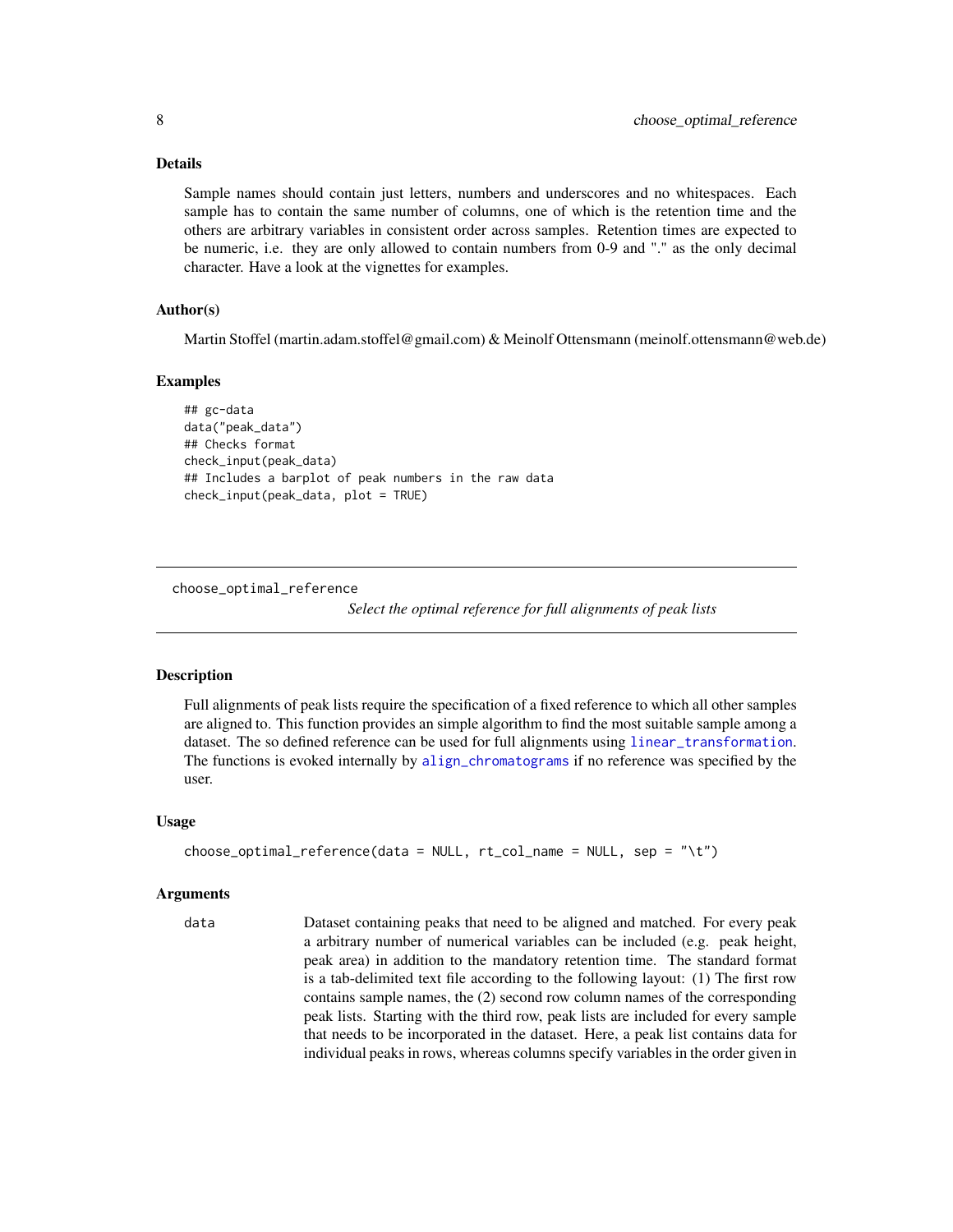### Details

Sample names should contain just letters, numbers and underscores and no whitespaces. Each sample has to contain the same number of columns, one of which is the retention time and the others are arbitrary variables in consistent order across samples. Retention times are expected to be numeric, i.e. they are only allowed to contain numbers from 0-9 and "." as the only decimal character. Have a look at the vignettes for examples.

### Author(s)

Martin Stoffel (martin.adam.stoffel@gmail.com) & Meinolf Ottensmann (meinolf.ottensmann@web.de)

### Examples

```
## gc-data
data("peak_data")
## Checks format
check_input(peak_data)
## Includes a barplot of peak numbers in the raw data
check_input(peak_data, plot = TRUE)
```

---

## choose_optimal_reference

*Select the optimal reference for full alignments of peak lists*

---

### Description

Full alignments of peak lists require the specification of a fixed reference to which all other samples are aligned to. This function provides an simple algorithm to find the most suitable sample among a dataset. The so defined reference can be used for full alignments using `linear_transformation`. The functions is evoked internally by `align_chromatograms` if no reference was specified by the user.

### Usage

```
choose_optimal_reference(data = NULL, rt_col_name = NULL, sep = "\t")
```

### Arguments

`data` Dataset containing peaks that need to be aligned and matched. For every peak a arbitrary number of numerical variables can be included (e.g. peak height, peak area) in addition to the mandatory retention time. The standard format is a tab-delimited text file according to the following layout: (1) The first row contains sample names, the (2) second row column names of the corresponding peak lists. Starting with the third row, peak lists are included for every sample that needs to be incorporated in the dataset. Here, a peak list contains data for individual peaks in rows, whereas columns specify variables in the order given in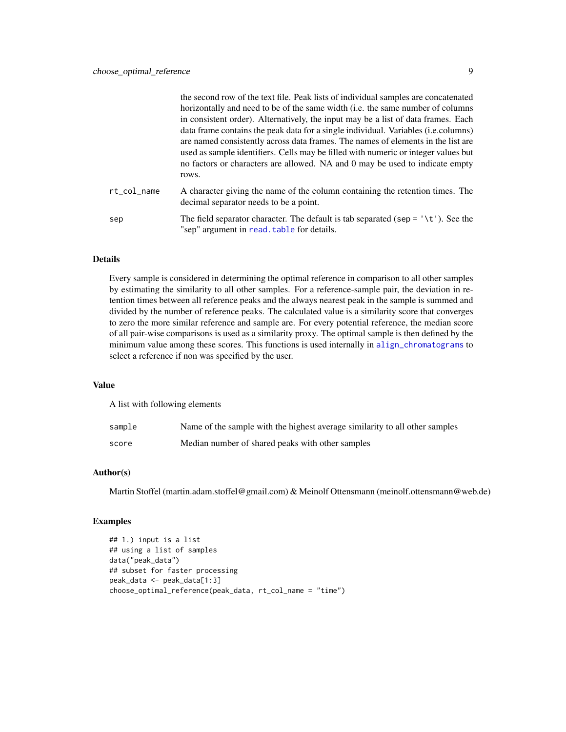the second row of the text file. Peak lists of individual samples are concatenated horizontally and need to be of the same width (i.e. the same number of columns in consistent order). Alternatively, the input may be a list of data frames. Each data frame contains the peak data for a single individual. Variables (i.e.columns) are named consistently across data frames. The names of elements in the list are used as sample identifiers. Cells may be filled with numeric or integer values but no factors or characters are allowed. NA and 0 may be used to indicate empty rows.

`rt_col_name` A character giving the name of the column containing the retention times. The decimal separator needs to be a point.

`sep` The field separator character. The default is tab separated (`sep = '\t'`). See the "sep" argument in `read.table` for details.

### Details

Every sample is considered in determining the optimal reference in comparison to all other samples by estimating the similarity to all other samples. For a reference-sample pair, the deviation in retention times between all reference peaks and the always nearest peak in the sample is summed and divided by the number of reference peaks. The calculated value is a similarity score that converges to zero the more similar reference and sample are. For every potential reference, the median score of all pair-wise comparisons is used as a similarity proxy. The optimal sample is then defined by the minimum value among these scores. This functions is used internally in `align_chromatograms` to select a reference if non was specified by the user.

### Value

A list with following elements

`sample` Name of the sample with the highest average similarity to all other samples

`score` Median number of shared peaks with other samples

### Author(s)

Martin Stoffel (martin.adam.stoffel@gmail.com) & Meinolf Ottensmann (meinolf.ottensmann@web.de)

### Examples

```
## 1.) input is a list
## using a list of samples
data("peak_data")
## subset for faster processing
peak_data <- peak_data[1:3]
choose_optimal_reference(peak_data, rt_col_name = "time")
```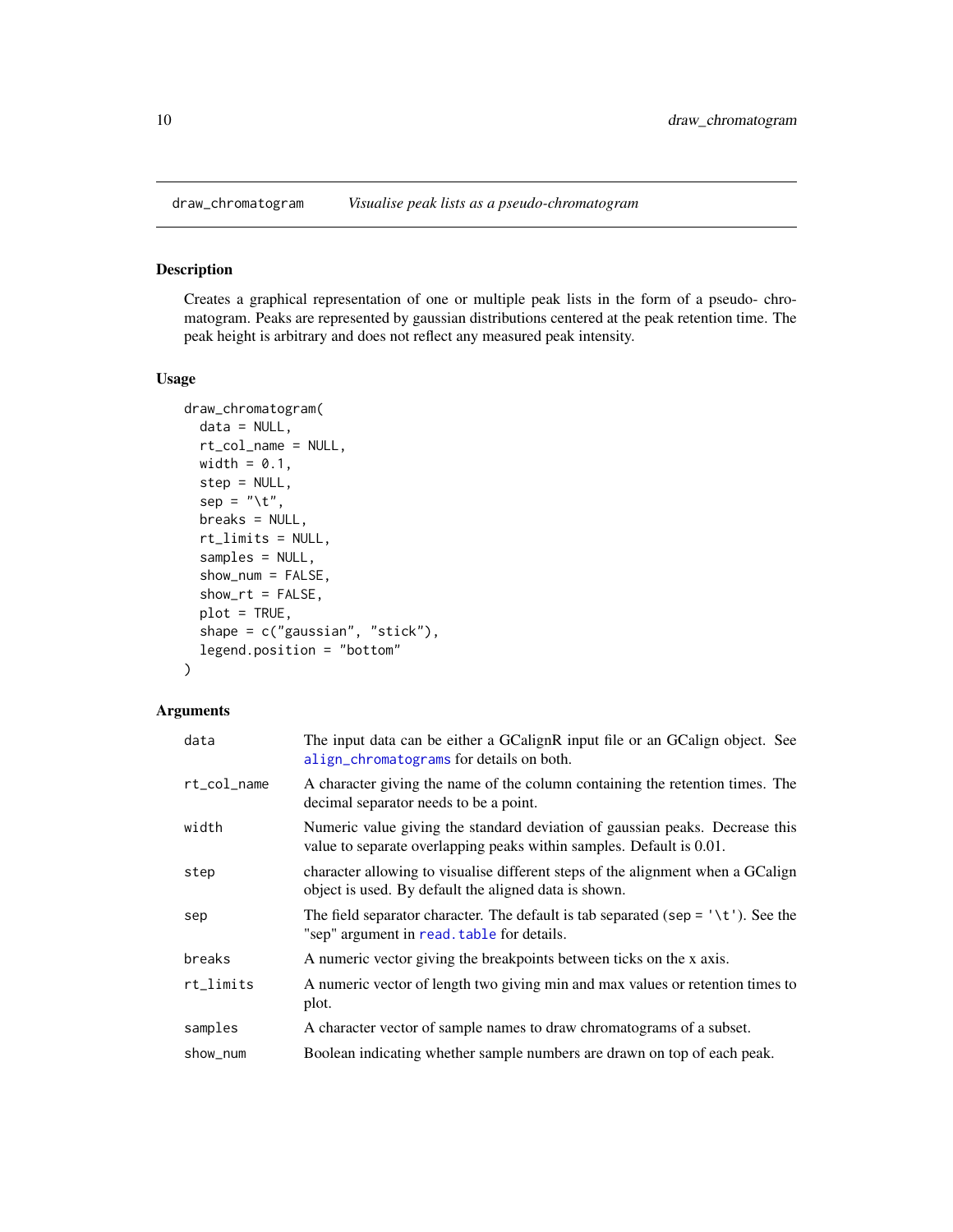## draw_chromatogram — *Visualise peak lists as a pseudo-chromatogram*

### Description

Creates a graphical representation of one or multiple peak lists in the form of a pseudo- chromatogram. Peaks are represented by gaussian distributions centered at the peak retention time. The peak height is arbitrary and does not reflect any measured peak intensity.

### Usage

```
draw_chromatogram(
  data = NULL,
  rt_col_name = NULL,
  width = 0.1,
  step = NULL,
  sep = "\t",
  breaks = NULL,
  rt_limits = NULL,
  samples = NULL,
  show_num = FALSE,
  show_rt = FALSE,
  plot = TRUE,
  shape = c("gaussian", "stick"),
  legend.position = "bottom"
)
```

### Arguments

| | |
|---|---|
| `data` | The input data can be either a GCalignR input file or an GCalign object. See `align_chromatograms` for details on both. |
| `rt_col_name` | A character giving the name of the column containing the retention times. The decimal separator needs to be a point. |
| `width` | Numeric value giving the standard deviation of gaussian peaks. Decrease this value to separate overlapping peaks within samples. Default is 0.01. |
| `step` | character allowing to visualise different steps of the alignment when a GCalign object is used. By default the aligned data is shown. |
| `sep` | The field separator character. The default is tab separated (`sep = '\t'`). See the "sep" argument in `read.table` for details. |
| `breaks` | A numeric vector giving the breakpoints between ticks on the x axis. |
| `rt_limits` | A numeric vector of length two giving min and max values or retention times to plot. |
| `samples` | A character vector of sample names to draw chromatograms of a subset. |
| `show_num` | Boolean indicating whether sample numbers are drawn on top of each peak. |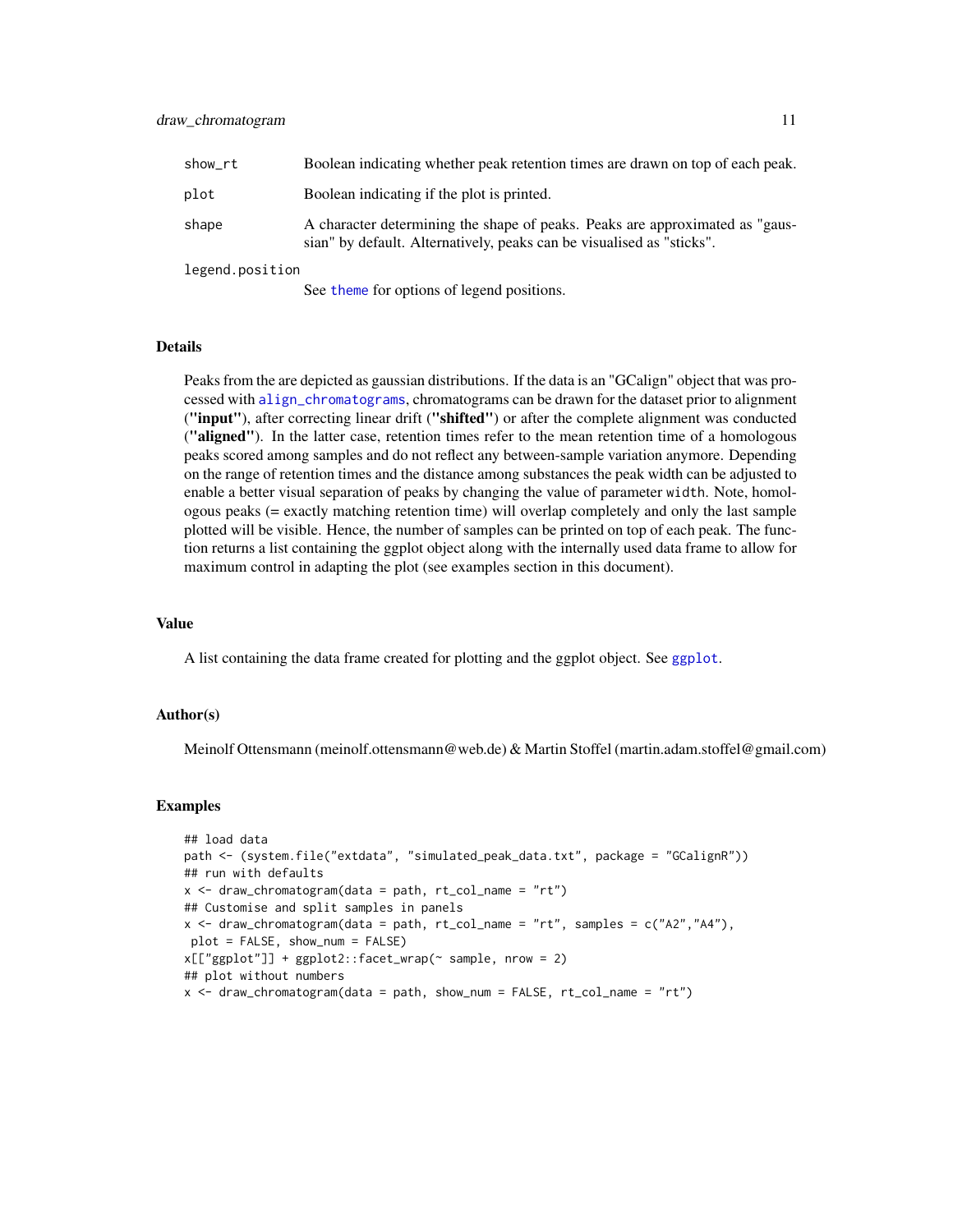| | |
|---|---|
| show_rt | Boolean indicating whether peak retention times are drawn on top of each peak. |
| plot | Boolean indicating if the plot is printed. |
| shape | A character determining the shape of peaks. Peaks are approximated as "gaussian" by default. Alternatively, peaks can be visualised as "sticks". |
| legend.position | See theme for options of legend positions. |

### Details

Peaks from the are depicted as gaussian distributions. If the data is an "GCalign" object that was processed with align_chromatograms, chromatograms can be drawn for the dataset prior to alignment (**"input"**), after correcting linear drift (**"shifted"**) or after the complete alignment was conducted (**"aligned"**). In the latter case, retention times refer to the mean retention time of a homologous peaks scored among samples and do not reflect any between-sample variation anymore. Depending on the range of retention times and the distance among substances the peak width can be adjusted to enable a better visual separation of peaks by changing the value of parameter width. Note, homologous peaks (= exactly matching retention time) will overlap completely and only the last sample plotted will be visible. Hence, the number of samples can be printed on top of each peak. The function returns a list containing the ggplot object along with the internally used data frame to allow for maximum control in adapting the plot (see examples section in this document).

### Value

A list containing the data frame created for plotting and the ggplot object. See ggplot.

### Author(s)

Meinolf Ottensmann (meinolf.ottensmann@web.de) & Martin Stoffel (martin.adam.stoffel@gmail.com)

### Examples

```
## load data
path <- (system.file("extdata", "simulated_peak_data.txt", package = "GCalignR"))
## run with defaults
x <- draw_chromatogram(data = path, rt_col_name = "rt")
## Customise and split samples in panels
x <- draw_chromatogram(data = path, rt_col_name = "rt", samples = c("A2","A4"),
 plot = FALSE, show_num = FALSE)
x[["ggplot"]] + ggplot2::facet_wrap(~ sample, nrow = 2)
## plot without numbers
x <- draw_chromatogram(data = path, show_num = FALSE, rt_col_name = "rt")
```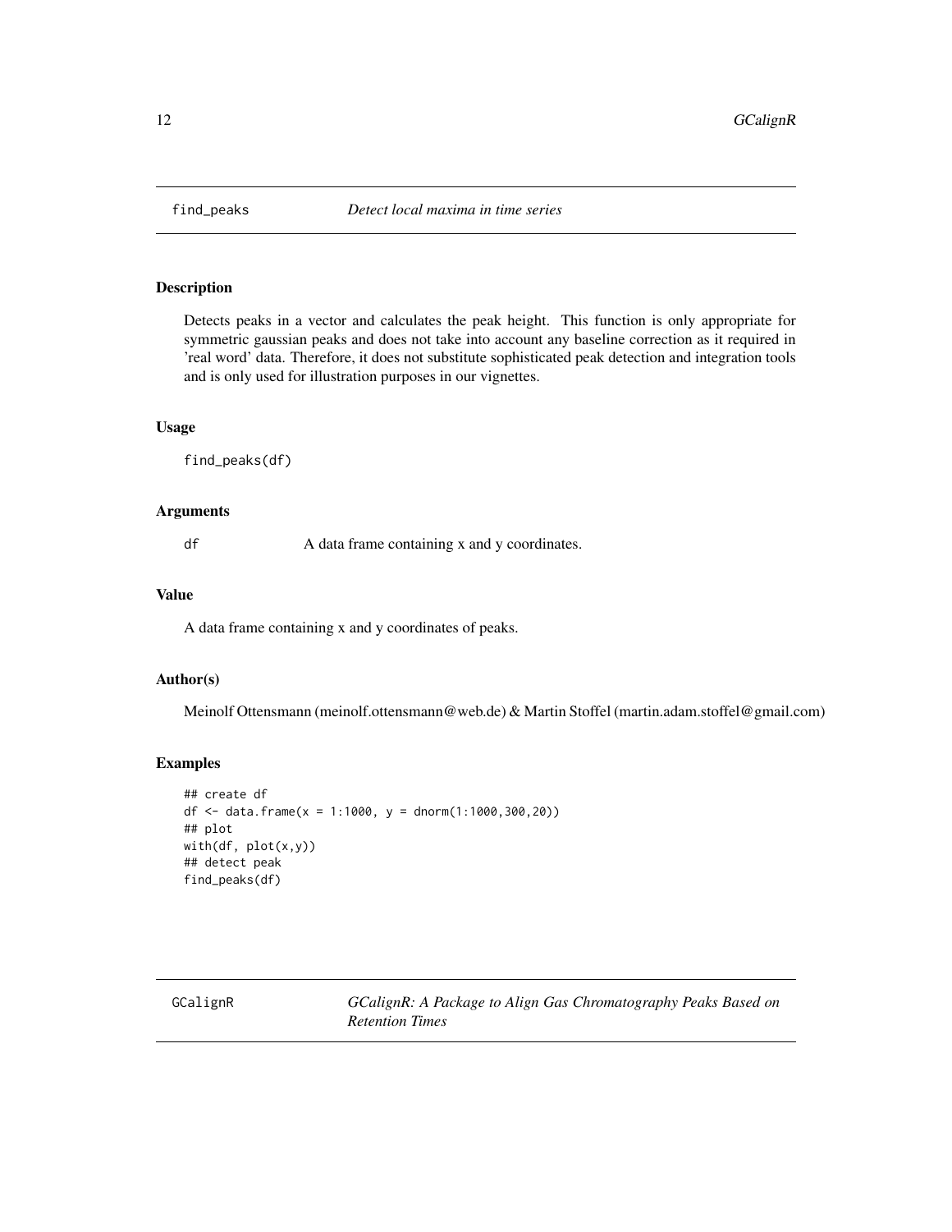## find_peaks — *Detect local maxima in time series*

### Description

Detects peaks in a vector and calculates the peak height. This function is only appropriate for symmetric gaussian peaks and does not take into account any baseline correction as it required in 'real word' data. Therefore, it does not substitute sophisticated peak detection and integration tools and is only used for illustration purposes in our vignettes.

### Usage

```
find_peaks(df)
```

### Arguments

| | |
|---|---|
| df | A data frame containing x and y coordinates. |

### Value

A data frame containing x and y coordinates of peaks.

### Author(s)

Meinolf Ottensmann (meinolf.ottensmann@web.de) & Martin Stoffel (martin.adam.stoffel@gmail.com)

### Examples

```
## create df
df <- data.frame(x = 1:1000, y = dnorm(1:1000,300,20))
## plot
with(df, plot(x,y))
## detect peak
find_peaks(df)
```

## GCalignR — *GCalignR: A Package to Align Gas Chromatography Peaks Based on Retention Times*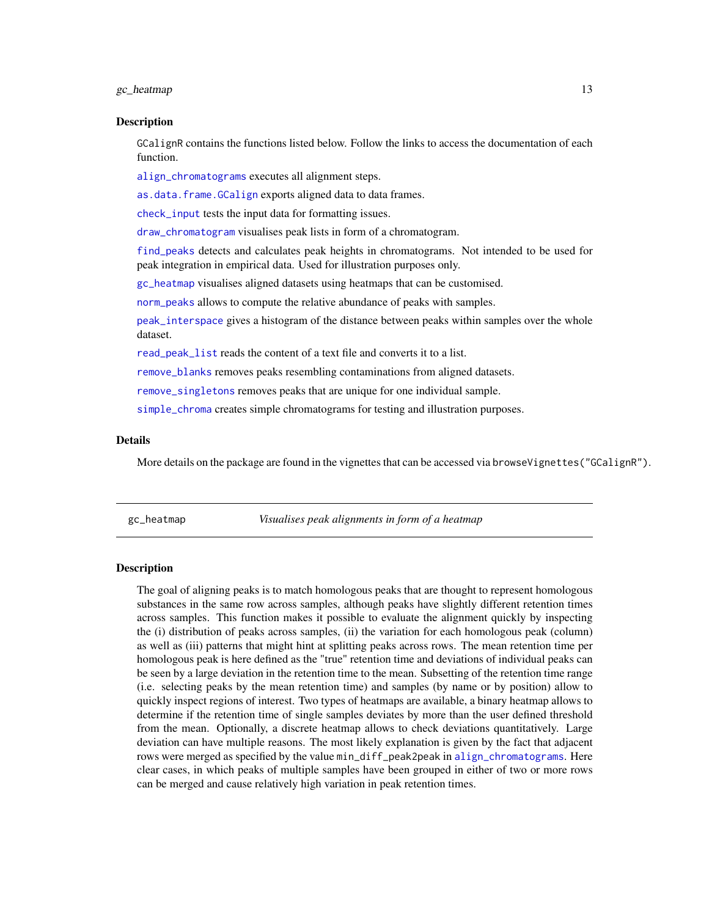## Description

GCalignR contains the functions listed below. Follow the links to access the documentation of each function.

align_chromatograms executes all alignment steps.

as.data.frame.GCalign exports aligned data to data frames.

check_input tests the input data for formatting issues.

draw_chromatogram visualises peak lists in form of a chromatogram.

find_peaks detects and calculates peak heights in chromatograms. Not intended to be used for peak integration in empirical data. Used for illustration purposes only.

gc_heatmap visualises aligned datasets using heatmaps that can be customised.

norm_peaks allows to compute the relative abundance of peaks with samples.

peak_interspace gives a histogram of the distance between peaks within samples over the whole dataset.

read_peak_list reads the content of a text file and converts it to a list.

remove_blanks removes peaks resembling contaminations from aligned datasets.

remove_singletons removes peaks that are unique for one individual sample.

simple_chroma creates simple chromatograms for testing and illustration purposes.

## Details

More details on the package are found in the vignettes that can be accessed via browseVignettes("GCalignR").

---

# gc_heatmap — *Visualises peak alignments in form of a heatmap*

## Description

The goal of aligning peaks is to match homologous peaks that are thought to represent homologous substances in the same row across samples, although peaks have slightly different retention times across samples. This function makes it possible to evaluate the alignment quickly by inspecting the (i) distribution of peaks across samples, (ii) the variation for each homologous peak (column) as well as (iii) patterns that might hint at splitting peaks across rows. The mean retention time per homologous peak is here defined as the "true" retention time and deviations of individual peaks can be seen by a large deviation in the retention time to the mean. Subsetting of the retention time range (i.e. selecting peaks by the mean retention time) and samples (by name or by position) allow to quickly inspect regions of interest. Two types of heatmaps are available, a binary heatmap allows to determine if the retention time of single samples deviates by more than the user defined threshold from the mean. Optionally, a discrete heatmap allows to check deviations quantitatively. Large deviation can have multiple reasons. The most likely explanation is given by the fact that adjacent rows were merged as specified by the value min_diff_peak2peak in align_chromatograms. Here clear cases, in which peaks of multiple samples have been grouped in either of two or more rows can be merged and cause relatively high variation in peak retention times.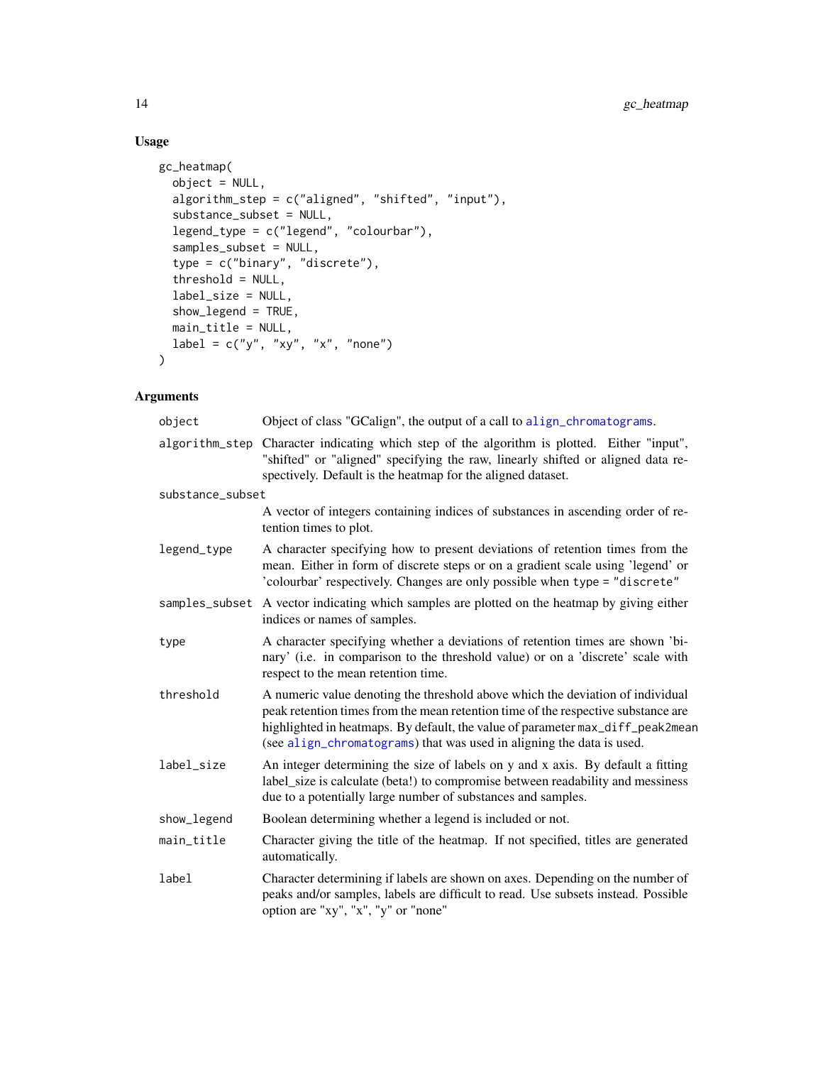## Usage

```
gc_heatmap(
  object = NULL,
  algorithm_step = c("aligned", "shifted", "input"),
  substance_subset = NULL,
  legend_type = c("legend", "colourbar"),
  samples_subset = NULL,
  type = c("binary", "discrete"),
  threshold = NULL,
  label_size = NULL,
  show_legend = TRUE,
  main_title = NULL,
  label = c("y", "xy", "x", "none")
)
```

## Arguments

| | |
|---|---|
| `object` | Object of class "GCalign", the output of a call to `align_chromatograms`. |
| `algorithm_step` | Character indicating which step of the algorithm is plotted. Either "input", "shifted" or "aligned" specifying the raw, linearly shifted or aligned data respectively. Default is the heatmap for the aligned dataset. |
| `substance_subset` | A vector of integers containing indices of substances in ascending order of retention times to plot. |
| `legend_type` | A character specifying how to present deviations of retention times from the mean. Either in form of discrete steps or on a gradient scale using 'legend' or 'colourbar' respectively. Changes are only possible when `type = "discrete"` |
| `samples_subset` | A vector indicating which samples are plotted on the heatmap by giving either indices or names of samples. |
| `type` | A character specifying whether a deviations of retention times are shown 'binary' (i.e. in comparison to the threshold value) or on a 'discrete' scale with respect to the mean retention time. |
| `threshold` | A numeric value denoting the threshold above which the deviation of individual peak retention times from the mean retention time of the respective substance are highlighted in heatmaps. By default, the value of parameter `max_diff_peak2mean` (see `align_chromatograms`) that was used in aligning the data is used. |
| `label_size` | An integer determining the size of labels on y and x axis. By default a fitting label_size is calculate (beta!) to compromise between readability and messiness due to a potentially large number of substances and samples. |
| `show_legend` | Boolean determining whether a legend is included or not. |
| `main_title` | Character giving the title of the heatmap. If not specified, titles are generated automatically. |
| `label` | Character determining if labels are shown on axes. Depending on the number of peaks and/or samples, labels are difficult to read. Use subsets instead. Possible option are "xy", "x", "y" or "none" |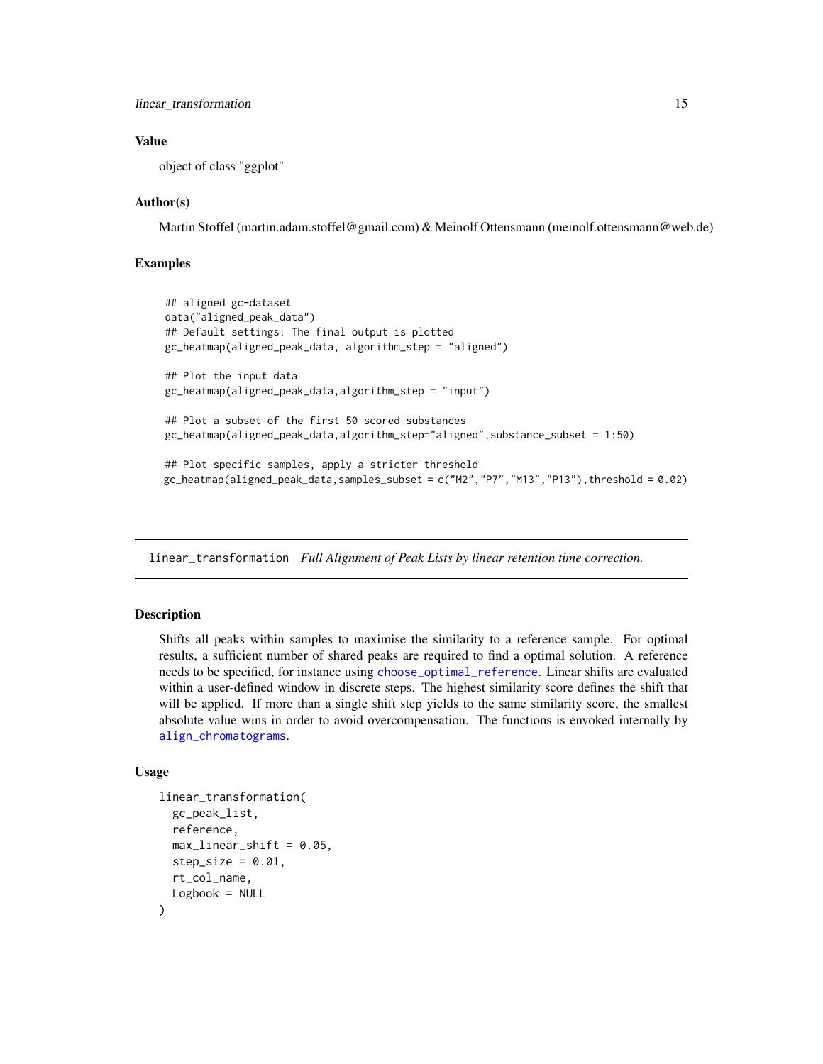## Value

object of class "ggplot"

## Author(s)

Martin Stoffel (martin.adam.stoffel@gmail.com) & Meinolf Ottensmann (meinolf.ottensmann@web.de)

## Examples

```
## aligned gc-dataset
data("aligned_peak_data")
## Default settings: The final output is plotted
gc_heatmap(aligned_peak_data, algorithm_step = "aligned")

## Plot the input data
gc_heatmap(aligned_peak_data,algorithm_step = "input")

## Plot a subset of the first 50 scored substances
gc_heatmap(aligned_peak_data,algorithm_step="aligned",substance_subset = 1:50)

## Plot specific samples, apply a stricter threshold
gc_heatmap(aligned_peak_data,samples_subset = c("M2","P7","M13","P13"),threshold = 0.02)
```

---

# linear_transformation *Full Alignment of Peak Lists by linear retention time correction.*

---

## Description

Shifts all peaks within samples to maximise the similarity to a reference sample. For optimal results, a sufficient number of shared peaks are required to find a optimal solution. A reference needs to be specified, for instance using choose_optimal_reference. Linear shifts are evaluated within a user-defined window in discrete steps. The highest similarity score defines the shift that will be applied. If more than a single shift step yields to the same similarity score, the smallest absolute value wins in order to avoid overcompensation. The functions is envoked internally by align_chromatograms.

## Usage

```
linear_transformation(
  gc_peak_list,
  reference,
  max_linear_shift = 0.05,
  step_size = 0.01,
  rt_col_name,
  Logbook = NULL
)
```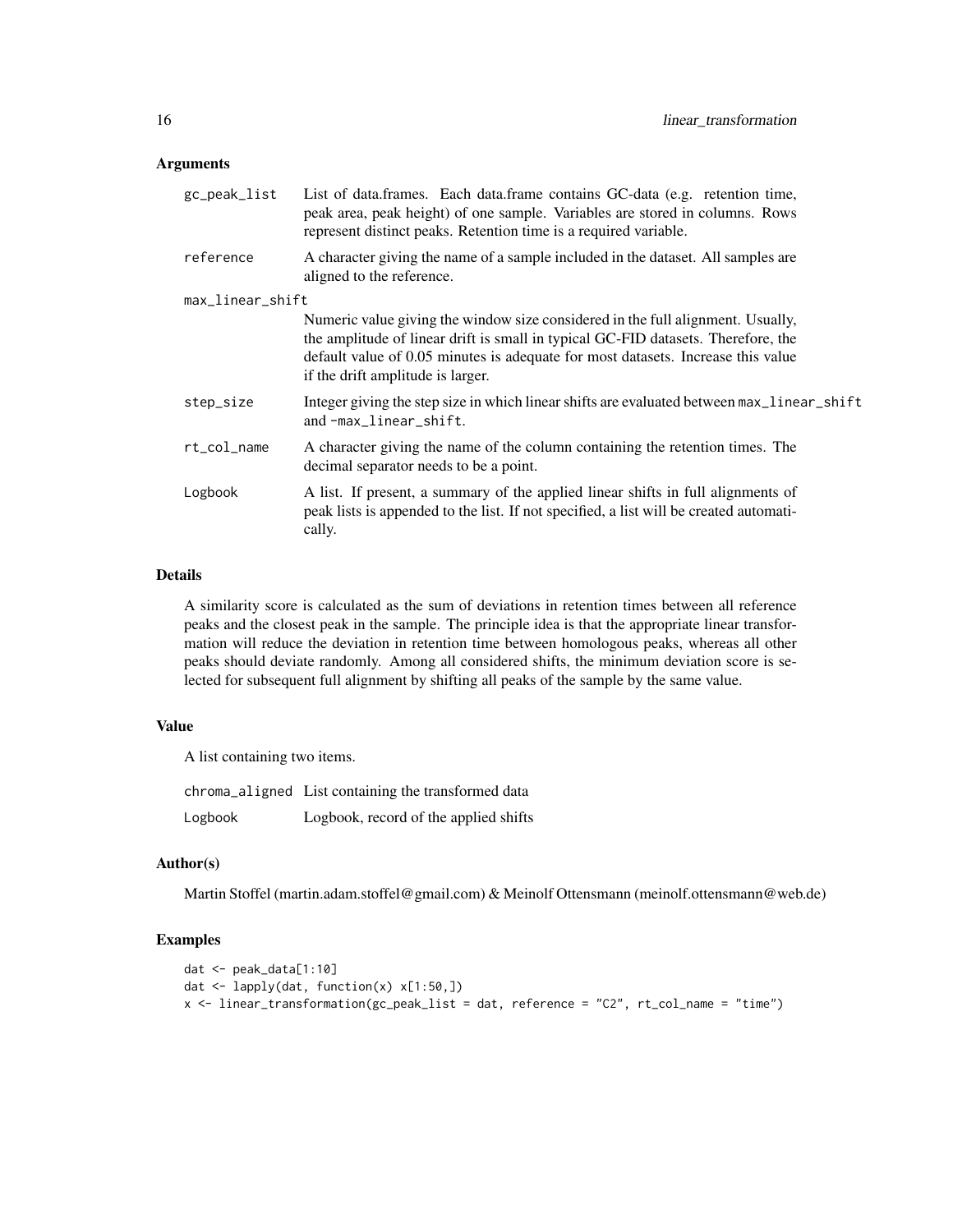## Arguments

| | |
|---|---|
| gc_peak_list | List of data.frames. Each data.frame contains GC-data (e.g. retention time, peak area, peak height) of one sample. Variables are stored in columns. Rows represent distinct peaks. Retention time is a required variable. |
| reference | A character giving the name of a sample included in the dataset. All samples are aligned to the reference. |
| max_linear_shift | Numeric value giving the window size considered in the full alignment. Usually, the amplitude of linear drift is small in typical GC-FID datasets. Therefore, the default value of 0.05 minutes is adequate for most datasets. Increase this value if the drift amplitude is larger. |
| step_size | Integer giving the step size in which linear shifts are evaluated between max_linear_shift and -max_linear_shift. |
| rt_col_name | A character giving the name of the column containing the retention times. The decimal separator needs to be a point. |
| Logbook | A list. If present, a summary of the applied linear shifts in full alignments of peak lists is appended to the list. If not specified, a list will be created automatically. |

## Details

A similarity score is calculated as the sum of deviations in retention times between all reference peaks and the closest peak in the sample. The principle idea is that the appropriate linear transformation will reduce the deviation in retention time between homologous peaks, whereas all other peaks should deviate randomly. Among all considered shifts, the minimum deviation score is selected for subsequent full alignment by shifting all peaks of the sample by the same value.

## Value

A list containing two items.

| | |
|---|---|
| chroma_aligned | List containing the transformed data |
| Logbook | Logbook, record of the applied shifts |

## Author(s)

Martin Stoffel (martin.adam.stoffel@gmail.com) & Meinolf Ottensmann (meinolf.ottensmann@web.de)

## Examples

```
dat <- peak_data[1:10]
dat <- lapply(dat, function(x) x[1:50,])
x <- linear_transformation(gc_peak_list = dat, reference = "C2", rt_col_name = "time")
```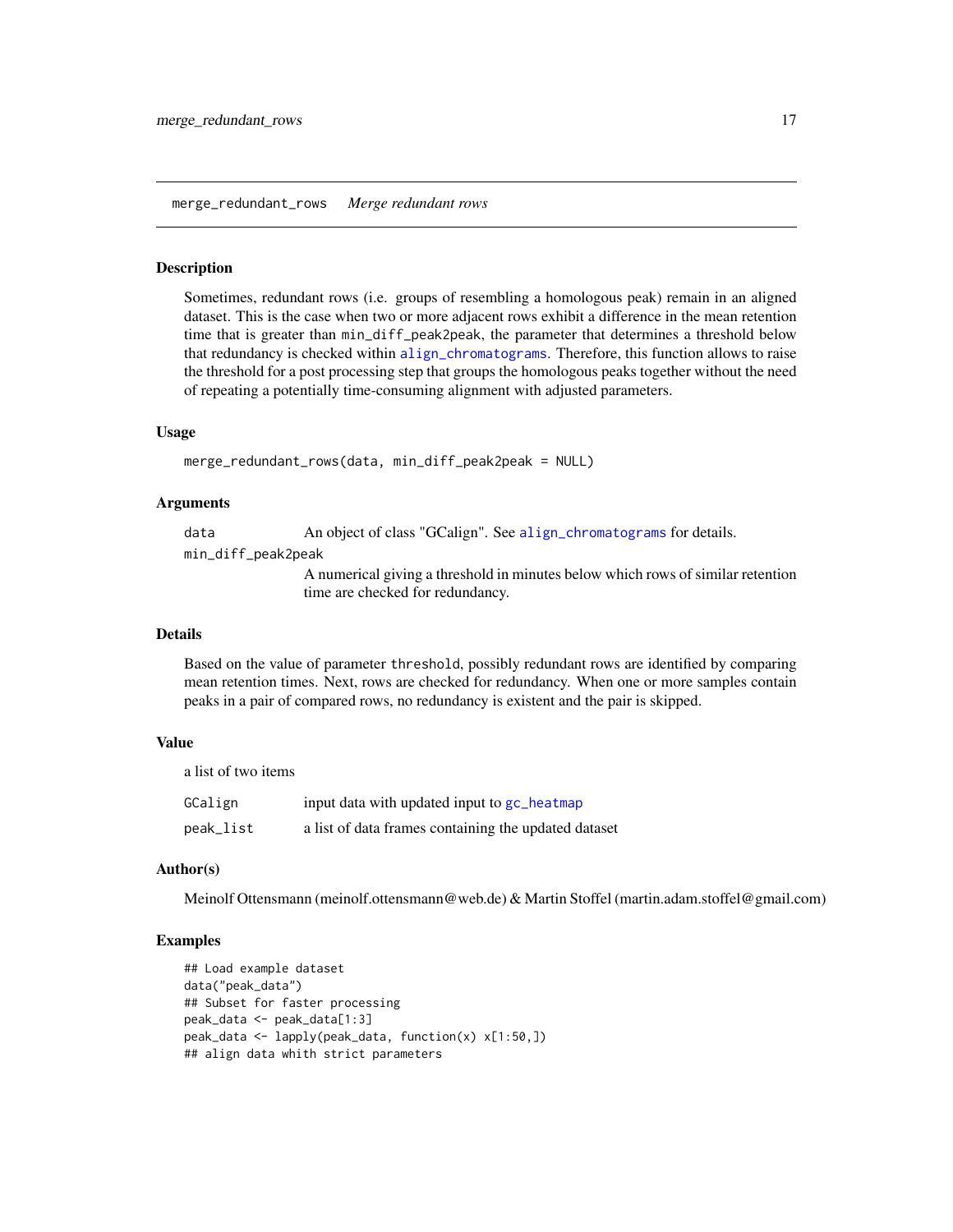merge_redundant_rows    *Merge redundant rows*

## Description

Sometimes, redundant rows (i.e. groups of resembling a homologous peak) remain in an aligned dataset. This is the case when two or more adjacent rows exhibit a difference in the mean retention time that is greater than `min_diff_peak2peak`, the parameter that determines a threshold below that redundancy is checked within `align_chromatograms`. Therefore, this function allows to raise the threshold for a post processing step that groups the homologous peaks together without the need of repeating a potentially time-consuming alignment with adjusted parameters.

## Usage

```
merge_redundant_rows(data, min_diff_peak2peak = NULL)
```

## Arguments

`data` An object of class "GCalign". See `align_chromatograms` for details.

`min_diff_peak2peak` A numerical giving a threshold in minutes below which rows of similar retention time are checked for redundancy.

## Details

Based on the value of parameter `threshold`, possibly redundant rows are identified by comparing mean retention times. Next, rows are checked for redundancy. When one or more samples contain peaks in a pair of compared rows, no redundancy is existent and the pair is skipped.

## Value

a list of two items

`GCalign` input data with updated input to `gc_heatmap`

`peak_list` a list of data frames containing the updated dataset

## Author(s)

Meinolf Ottensmann (meinolf.ottensmann@web.de) & Martin Stoffel (martin.adam.stoffel@gmail.com)

## Examples

```
## Load example dataset
data("peak_data")
## Subset for faster processing
peak_data <- peak_data[1:3]
peak_data <- lapply(peak_data, function(x) x[1:50,])
## align data whith strict parameters
```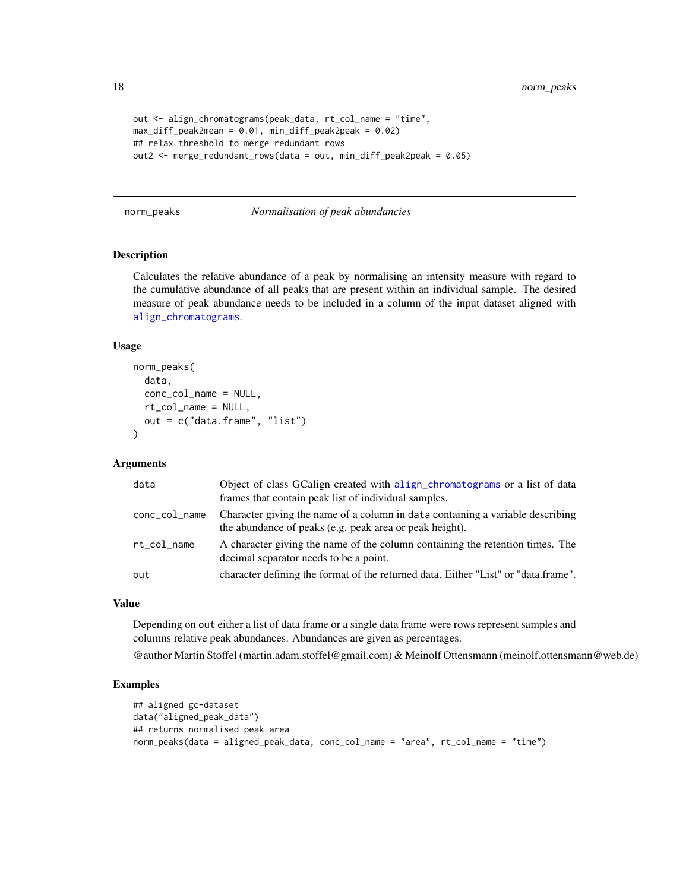```
out <- align_chromatograms(peak_data, rt_col_name = "time",
max_diff_peak2mean = 0.01, min_diff_peak2peak = 0.02)
## relax threshold to merge redundant rows
out2 <- merge_redundant_rows(data = out, min_diff_peak2peak = 0.05)
```

## norm_peaks — *Normalisation of peak abundancies*

### Description

Calculates the relative abundance of a peak by normalising an intensity measure with regard to the cumulative abundance of all peaks that are present within an individual sample. The desired measure of peak abundance needs to be included in a column of the input dataset aligned with `align_chromatograms`.

### Usage

```
norm_peaks(
  data,
  conc_col_name = NULL,
  rt_col_name = NULL,
  out = c("data.frame", "list")
)
```

### Arguments

| | |
|---|---|
| `data` | Object of class GCalign created with `align_chromatograms` or a list of data frames that contain peak list of individual samples. |
| `conc_col_name` | Character giving the name of a column in `data` containing a variable describing the abundance of peaks (e.g. peak area or peak height). |
| `rt_col_name` | A character giving the name of the column containing the retention times. The decimal separator needs to be a point. |
| `out` | character defining the format of the returned data. Either "List" or "data.frame". |

### Value

Depending on `out` either a list of data frame or a single data frame were rows represent samples and columns relative peak abundances. Abundances are given as percentages.

@author Martin Stoffel (martin.adam.stoffel@gmail.com) & Meinolf Ottensmann (meinolf.ottensmann@web.de)

### Examples

```
## aligned gc-dataset
data("aligned_peak_data")
## returns normalised peak area
norm_peaks(data = aligned_peak_data, conc_col_name = "area", rt_col_name = "time")
```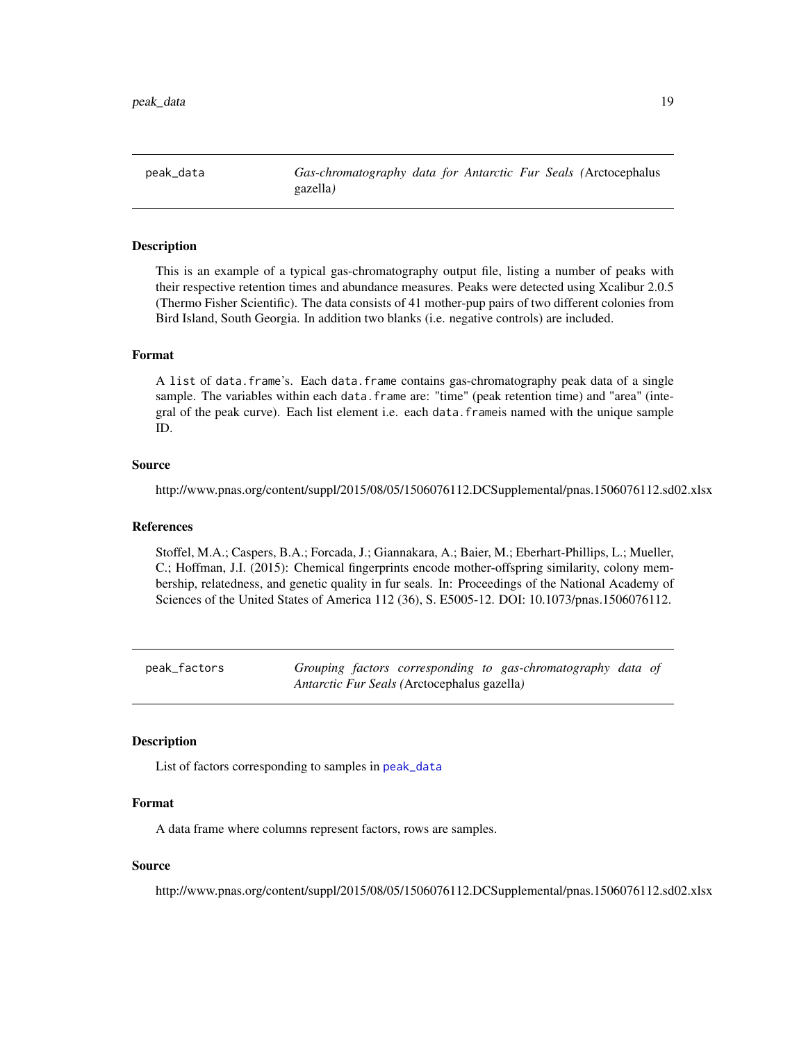## peak_data — *Gas-chromatography data for Antarctic Fur Seals (*Arctocephalus gazella*)*

### Description

This is an example of a typical gas-chromatography output file, listing a number of peaks with their respective retention times and abundance measures. Peaks were detected using Xcalibur 2.0.5 (Thermo Fisher Scientific). The data consists of 41 mother-pup pairs of two different colonies from Bird Island, South Georgia. In addition two blanks (i.e. negative controls) are included.

### Format

A `list` of `data.frame`'s. Each `data.frame` contains gas-chromatography peak data of a single sample. The variables within each `data.frame` are: "time" (peak retention time) and "area" (integral of the peak curve). Each list element i.e. each `data.frame`is named with the unique sample ID.

### Source

http://www.pnas.org/content/suppl/2015/08/05/1506076112.DCSupplemental/pnas.1506076112.sd02.xlsx

### References

Stoffel, M.A.; Caspers, B.A.; Forcada, J.; Giannakara, A.; Baier, M.; Eberhart-Phillips, L.; Mueller, C.; Hoffman, J.I. (2015): Chemical fingerprints encode mother-offspring similarity, colony membership, relatedness, and genetic quality in fur seals. In: Proceedings of the National Academy of Sciences of the United States of America 112 (36), S. E5005-12. DOI: 10.1073/pnas.1506076112.

## peak_factors — *Grouping factors corresponding to gas-chromatography data of Antarctic Fur Seals (*Arctocephalus gazella*)*

### Description

List of factors corresponding to samples in `peak_data`

### Format

A data frame where columns represent factors, rows are samples.

### Source

http://www.pnas.org/content/suppl/2015/08/05/1506076112.DCSupplemental/pnas.1506076112.sd02.xlsx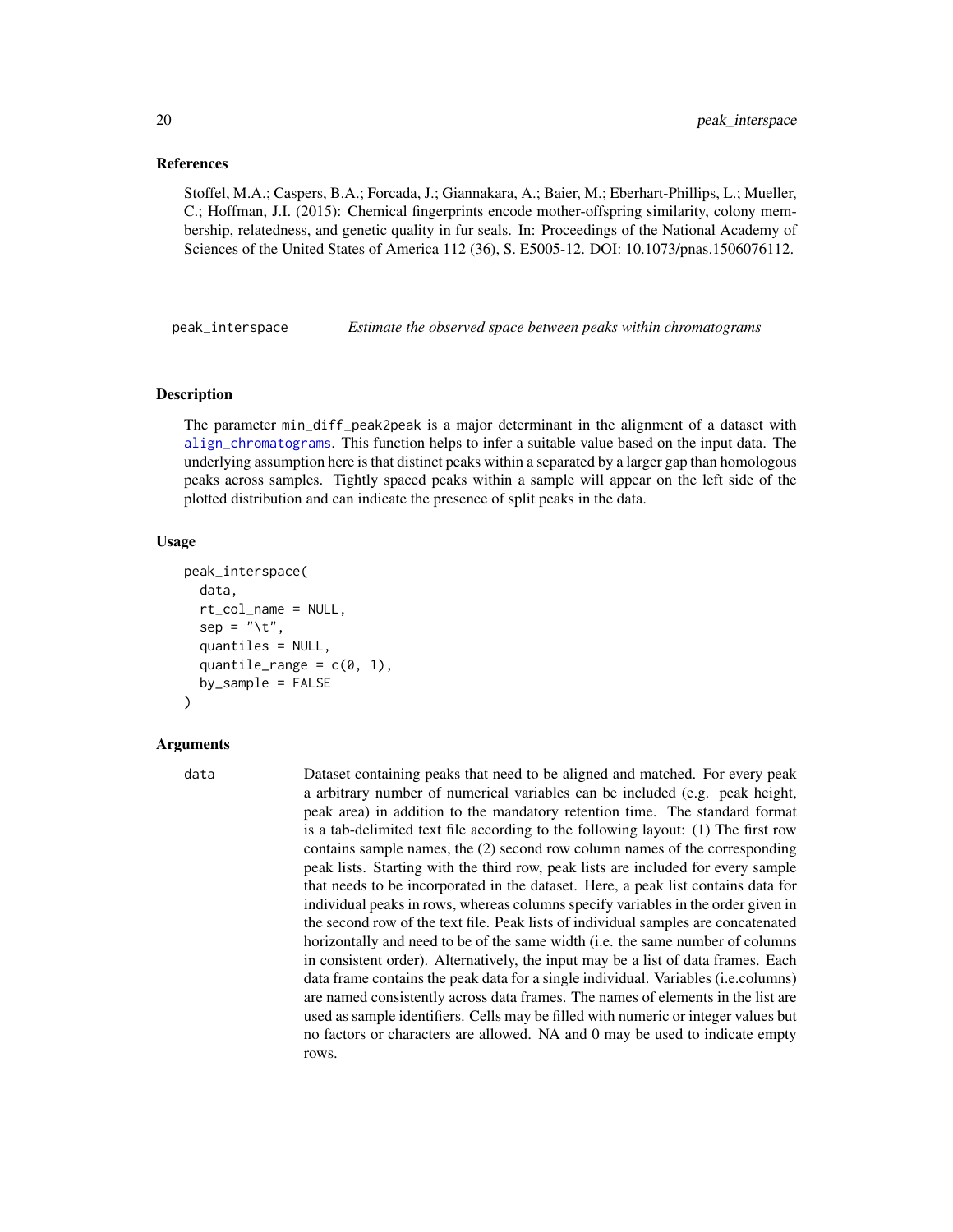### References

Stoffel, M.A.; Caspers, B.A.; Forcada, J.; Giannakara, A.; Baier, M.; Eberhart-Phillips, L.; Mueller, C.; Hoffman, J.I. (2015): Chemical fingerprints encode mother-offspring similarity, colony membership, relatedness, and genetic quality in fur seals. In: Proceedings of the National Academy of Sciences of the United States of America 112 (36), S. E5005-12. DOI: 10.1073/pnas.1506076112.

---

## peak_interspace — *Estimate the observed space between peaks within chromatograms*

### Description

The parameter min_diff_peak2peak is a major determinant in the alignment of a dataset with align_chromatograms. This function helps to infer a suitable value based on the input data. The underlying assumption here is that distinct peaks within a separated by a larger gap than homologous peaks across samples. Tightly spaced peaks within a sample will appear on the left side of the plotted distribution and can indicate the presence of split peaks in the data.

### Usage

```
peak_interspace(
  data,
  rt_col_name = NULL,
  sep = "\t",
  quantiles = NULL,
  quantile_range = c(0, 1),
  by_sample = FALSE
)
```

### Arguments

data — Dataset containing peaks that need to be aligned and matched. For every peak a arbitrary number of numerical variables can be included (e.g. peak height, peak area) in addition to the mandatory retention time. The standard format is a tab-delimited text file according to the following layout: (1) The first row contains sample names, the (2) second row column names of the corresponding peak lists. Starting with the third row, peak lists are included for every sample that needs to be incorporated in the dataset. Here, a peak list contains data for individual peaks in rows, whereas columns specify variables in the order given in the second row of the text file. Peak lists of individual samples are concatenated horizontally and need to be of the same width (i.e. the same number of columns in consistent order). Alternatively, the input may be a list of data frames. Each data frame contains the peak data for a single individual. Variables (i.e.columns) are named consistently across data frames. The names of elements in the list are used as sample identifiers. Cells may be filled with numeric or integer values but no factors or characters are allowed. NA and 0 may be used to indicate empty rows.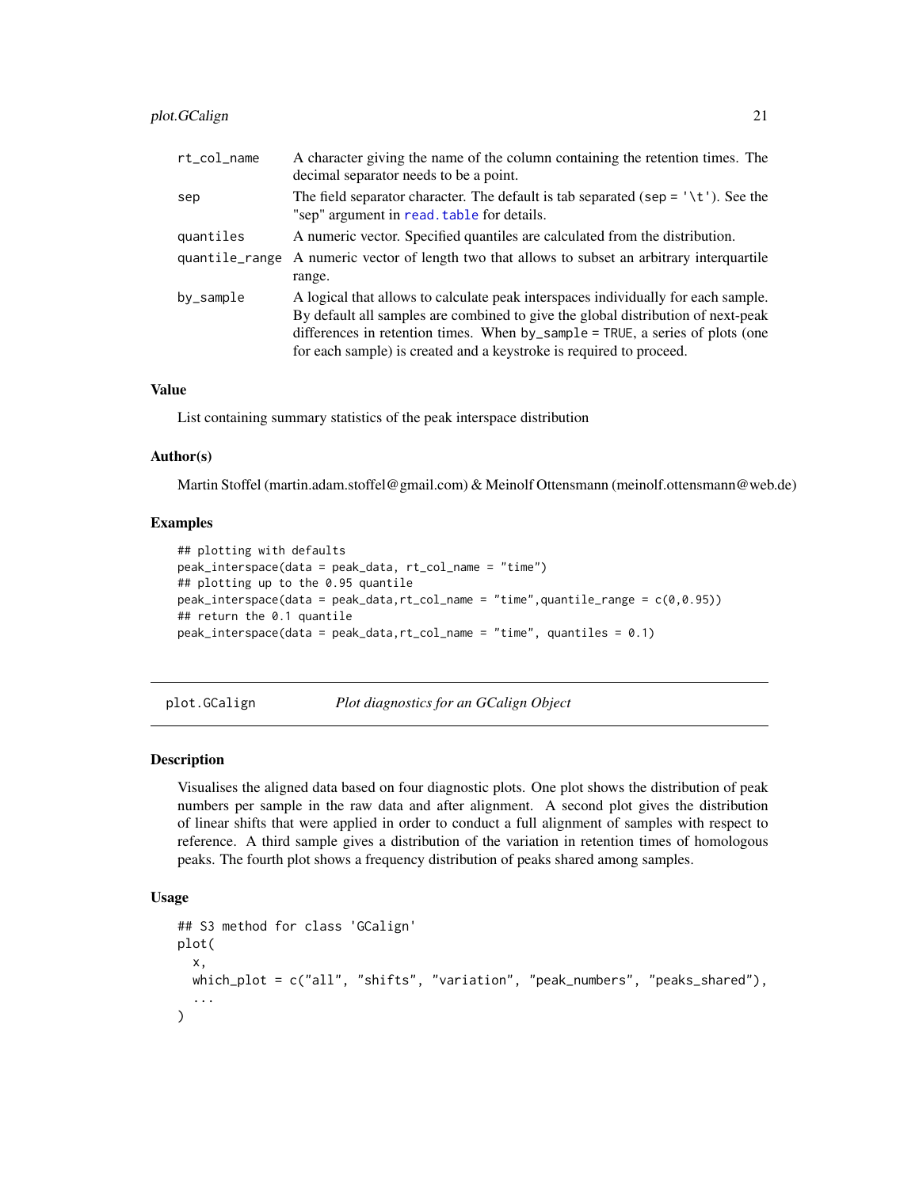| | |
|---|---|
| rt_col_name | A character giving the name of the column containing the retention times. The decimal separator needs to be a point. |
| sep | The field separator character. The default is tab separated (sep = '\t'). See the "sep" argument in read.table for details. |
| quantiles | A numeric vector. Specified quantiles are calculated from the distribution. |
| quantile_range | A numeric vector of length two that allows to subset an arbitrary interquartile range. |
| by_sample | A logical that allows to calculate peak interspaces individually for each sample. By default all samples are combined to give the global distribution of next-peak differences in retention times. When by_sample = TRUE, a series of plots (one for each sample) is created and a keystroke is required to proceed. |

### Value

List containing summary statistics of the peak interspace distribution

### Author(s)

Martin Stoffel (martin.adam.stoffel@gmail.com) & Meinolf Ottensmann (meinolf.ottensmann@web.de)

### Examples

```
## plotting with defaults
peak_interspace(data = peak_data, rt_col_name = "time")
## plotting up to the 0.95 quantile
peak_interspace(data = peak_data,rt_col_name = "time",quantile_range = c(0,0.95))
## return the 0.1 quantile
peak_interspace(data = peak_data,rt_col_name = "time", quantiles = 0.1)
```

---

## plot.GCalign *Plot diagnostics for an GCalign Object*

### Description

Visualises the aligned data based on four diagnostic plots. One plot shows the distribution of peak numbers per sample in the raw data and after alignment. A second plot gives the distribution of linear shifts that were applied in order to conduct a full alignment of samples with respect to reference. A third sample gives a distribution of the variation in retention times of homologous peaks. The fourth plot shows a frequency distribution of peaks shared among samples.

### Usage

```
## S3 method for class 'GCalign'
plot(
  x,
  which_plot = c("all", "shifts", "variation", "peak_numbers", "peaks_shared"),
  ...
)
```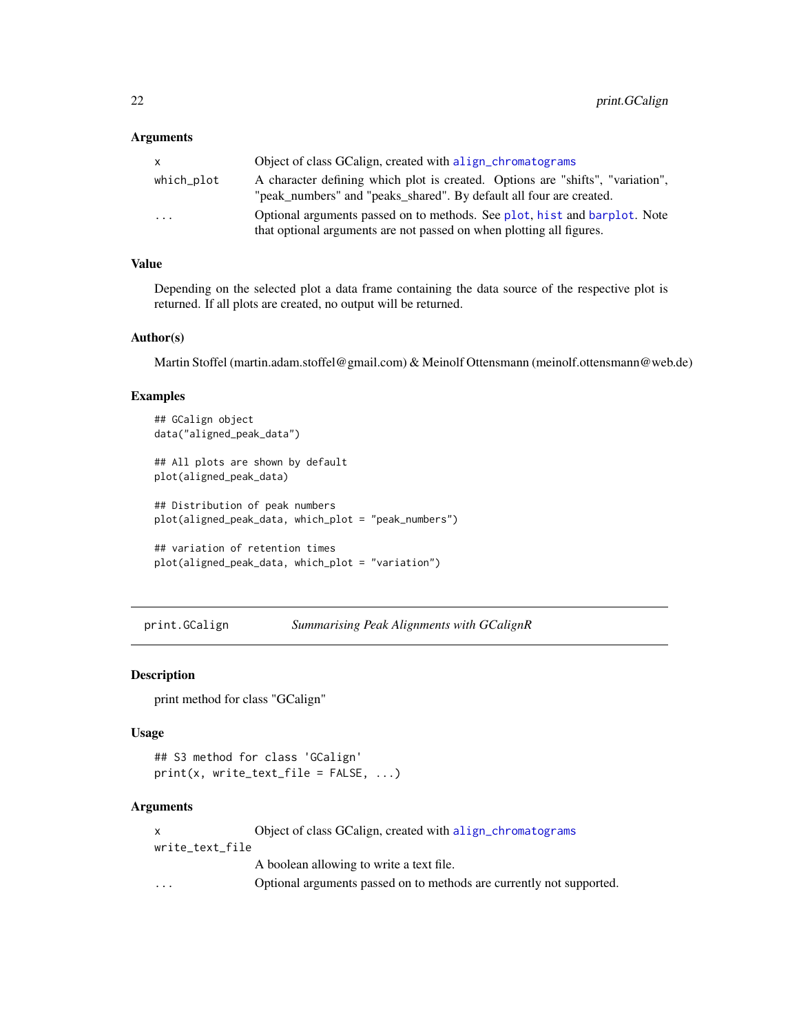### Arguments

| | |
|---|---|
| x | Object of class GCalign, created with align_chromatograms |
| which_plot | A character defining which plot is created. Options are "shifts", "variation", "peak_numbers" and "peaks_shared". By default all four are created. |
| ... | Optional arguments passed on to methods. See plot, hist and barplot. Note that optional arguments are not passed on when plotting all figures. |

### Value

Depending on the selected plot a data frame containing the data source of the respective plot is returned. If all plots are created, no output will be returned.

### Author(s)

Martin Stoffel (martin.adam.stoffel@gmail.com) & Meinolf Ottensmann (meinolf.ottensmann@web.de)

### Examples

```
## GCalign object
data("aligned_peak_data")

## All plots are shown by default
plot(aligned_peak_data)

## Distribution of peak numbers
plot(aligned_peak_data, which_plot = "peak_numbers")

## variation of retention times
plot(aligned_peak_data, which_plot = "variation")
```

---

## print.GCalign — *Summarising Peak Alignments with GCalignR*

### Description

print method for class "GCalign"

### Usage

```
## S3 method for class 'GCalign'
print(x, write_text_file = FALSE, ...)
```

### Arguments

| | |
|---|---|
| x | Object of class GCalign, created with align_chromatograms |
| write_text_file | A boolean allowing to write a text file. |
| ... | Optional arguments passed on to methods are currently not supported. |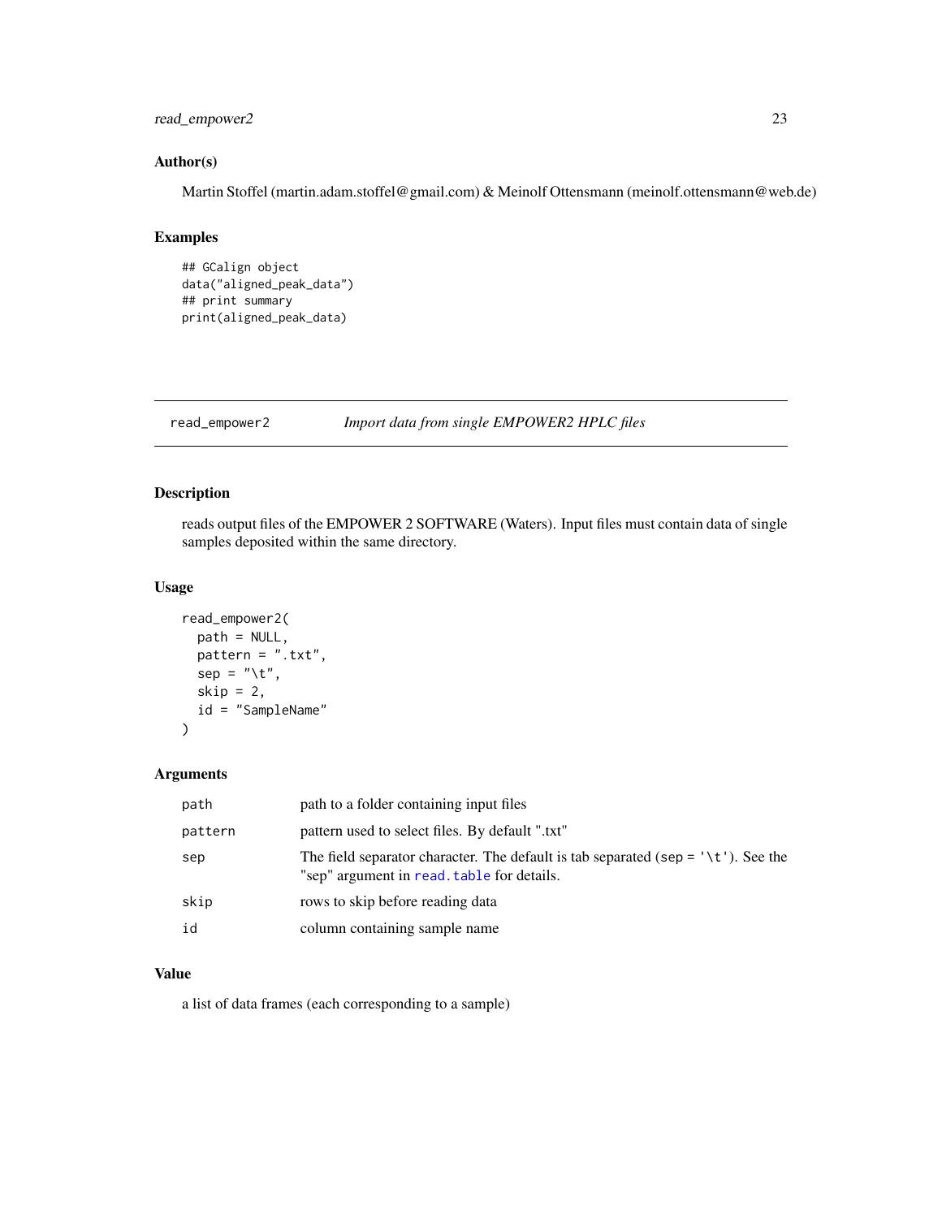### Author(s)

Martin Stoffel (martin.adam.stoffel@gmail.com) & Meinolf Ottensmann (meinolf.ottensmann@web.de)

### Examples

```
## GCalign object
data("aligned_peak_data")
## print summary
print(aligned_peak_data)
```

---

## read_empower2 — *Import data from single EMPOWER2 HPLC files*

### Description

reads output files of the EMPOWER 2 SOFTWARE (Waters). Input files must contain data of single samples deposited within the same directory.

### Usage

```
read_empower2(
  path = NULL,
  pattern = ".txt",
  sep = "\t",
  skip = 2,
  id = "SampleName"
)
```

### Arguments

| | |
|---|---|
| `path` | path to a folder containing input files |
| `pattern` | pattern used to select files. By default ".txt" |
| `sep` | The field separator character. The default is tab separated (`sep = '\t'`). See the "sep" argument in `read.table` for details. |
| `skip` | rows to skip before reading data |
| `id` | column containing sample name |

### Value

a list of data frames (each corresponding to a sample)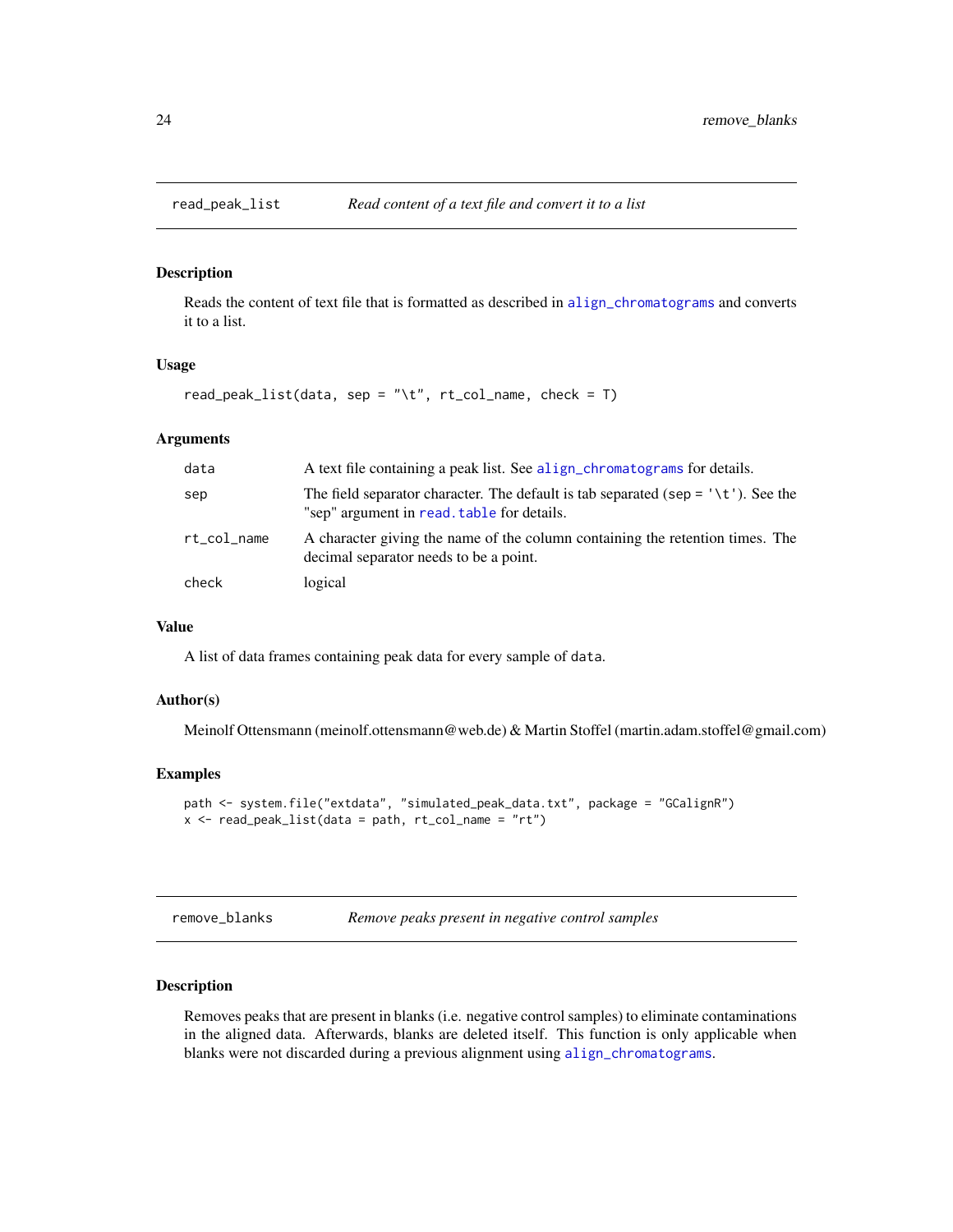## read_peak_list — *Read content of a text file and convert it to a list*

### Description

Reads the content of text file that is formatted as described in `align_chromatograms` and converts it to a list.

### Usage

```
read_peak_list(data, sep = "\t", rt_col_name, check = T)
```

### Arguments

| | |
|---|---|
| `data` | A text file containing a peak list. See `align_chromatograms` for details. |
| `sep` | The field separator character. The default is tab separated (`sep = '\t'`). See the "sep" argument in `read.table` for details. |
| `rt_col_name` | A character giving the name of the column containing the retention times. The decimal separator needs to be a point. |
| `check` | logical |

### Value

A list of data frames containing peak data for every sample of `data`.

### Author(s)

Meinolf Ottensmann (meinolf.ottensmann@web.de) & Martin Stoffel (martin.adam.stoffel@gmail.com)

### Examples

```
path <- system.file("extdata", "simulated_peak_data.txt", package = "GCalignR")
x <- read_peak_list(data = path, rt_col_name = "rt")
```

## remove_blanks — *Remove peaks present in negative control samples*

### Description

Removes peaks that are present in blanks (i.e. negative control samples) to eliminate contaminations in the aligned data. Afterwards, blanks are deleted itself. This function is only applicable when blanks were not discarded during a previous alignment using `align_chromatograms`.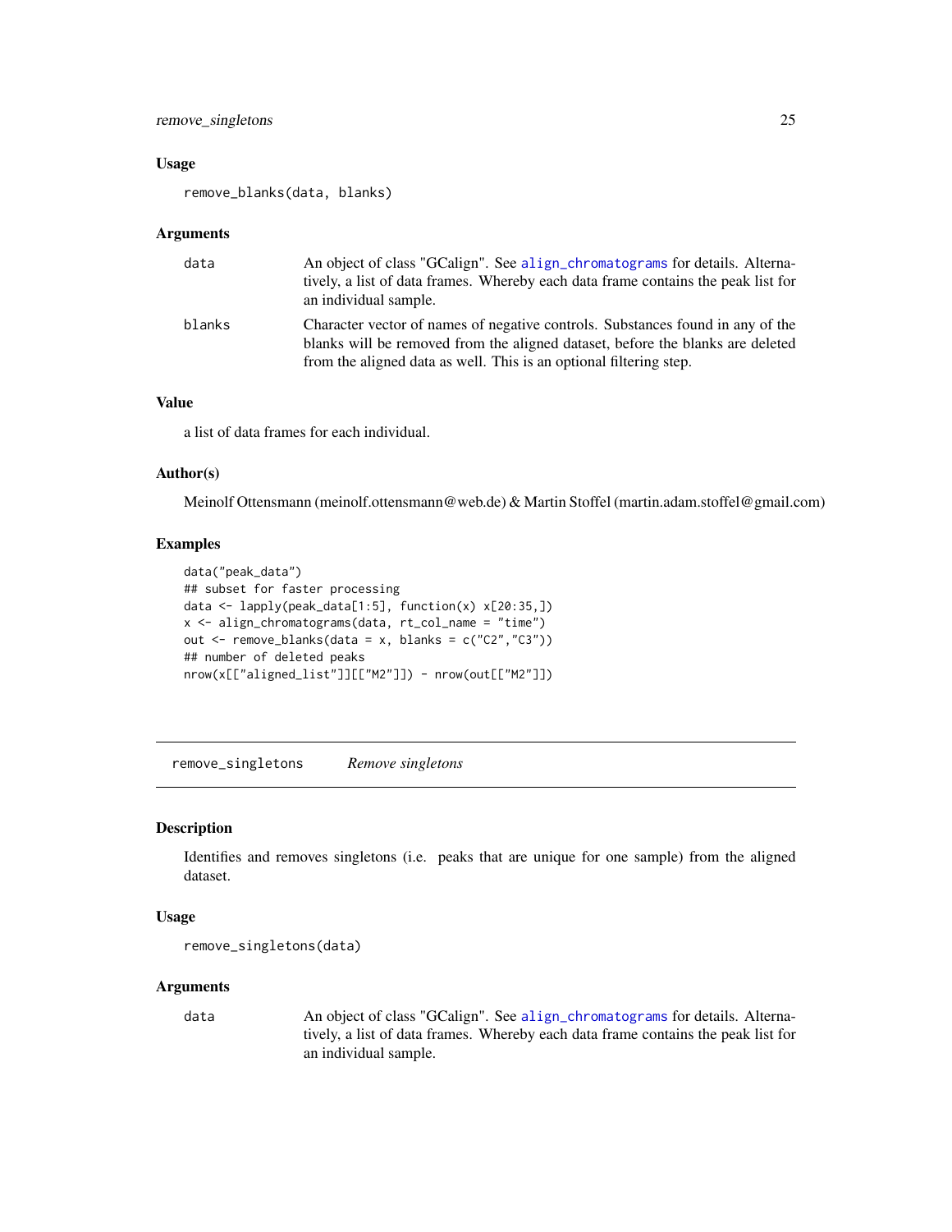### Usage

```
remove_blanks(data, blanks)
```

### Arguments

| | |
|---|---|
| data | An object of class "GCalign". See align_chromatograms for details. Alternatively, a list of data frames. Whereby each data frame contains the peak list for an individual sample. |
| blanks | Character vector of names of negative controls. Substances found in any of the blanks will be removed from the aligned dataset, before the blanks are deleted from the aligned data as well. This is an optional filtering step. |

### Value

a list of data frames for each individual.

### Author(s)

Meinolf Ottensmann (meinolf.ottensmann@web.de) & Martin Stoffel (martin.adam.stoffel@gmail.com)

### Examples

```
data("peak_data")
## subset for faster processing
data <- lapply(peak_data[1:5], function(x) x[20:35,])
x <- align_chromatograms(data, rt_col_name = "time")
out <- remove_blanks(data = x, blanks = c("C2","C3"))
## number of deleted peaks
nrow(x[["aligned_list"]][["M2"]]) - nrow(out[["M2"]])
```

## remove_singletons *Remove singletons*

### Description

Identifies and removes singletons (i.e. peaks that are unique for one sample) from the aligned dataset.

### Usage

```
remove_singletons(data)
```

### Arguments

| | |
|---|---|
| data | An object of class "GCalign". See align_chromatograms for details. Alternatively, a list of data frames. Whereby each data frame contains the peak list for an individual sample. |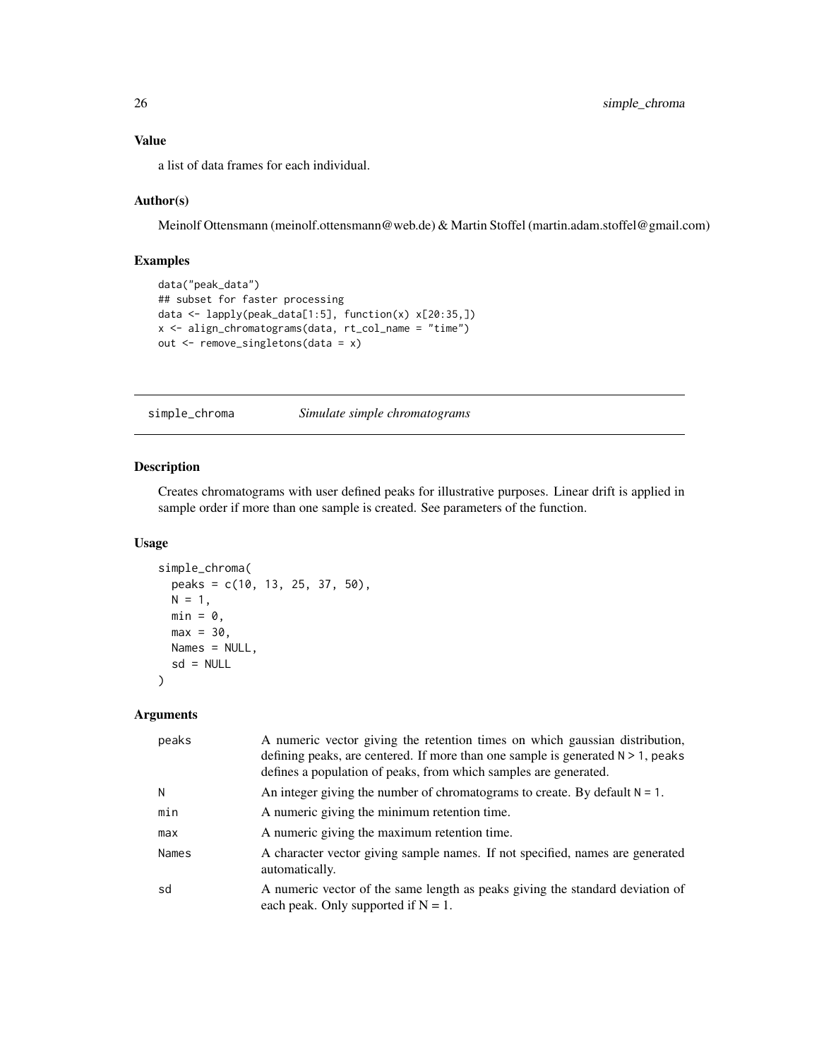## Value

a list of data frames for each individual.

## Author(s)

Meinolf Ottensmann (meinolf.ottensmann@web.de) & Martin Stoffel (martin.adam.stoffel@gmail.com)

## Examples

```
data("peak_data")
## subset for faster processing
data <- lapply(peak_data[1:5], function(x) x[20:35,])
x <- align_chromatograms(data, rt_col_name = "time")
out <- remove_singletons(data = x)
```

---

# simple_chroma — *Simulate simple chromatograms*

## Description

Creates chromatograms with user defined peaks for illustrative purposes. Linear drift is applied in sample order if more than one sample is created. See parameters of the function.

## Usage

```
simple_chroma(
  peaks = c(10, 13, 25, 37, 50),
  N = 1,
  min = 0,
  max = 30,
  Names = NULL,
  sd = NULL
)
```

## Arguments

| | |
|---|---|
| `peaks` | A numeric vector giving the retention times on which gaussian distribution, defining peaks, are centered. If more than one sample is generated `N > 1`, `peaks` defines a population of peaks, from which samples are generated. |
| `N` | An integer giving the number of chromatograms to create. By default `N = 1`. |
| `min` | A numeric giving the minimum retention time. |
| `max` | A numeric giving the maximum retention time. |
| `Names` | A character vector giving sample names. If not specified, names are generated automatically. |
| `sd` | A numeric vector of the same length as peaks giving the standard deviation of each peak. Only supported if N = 1. |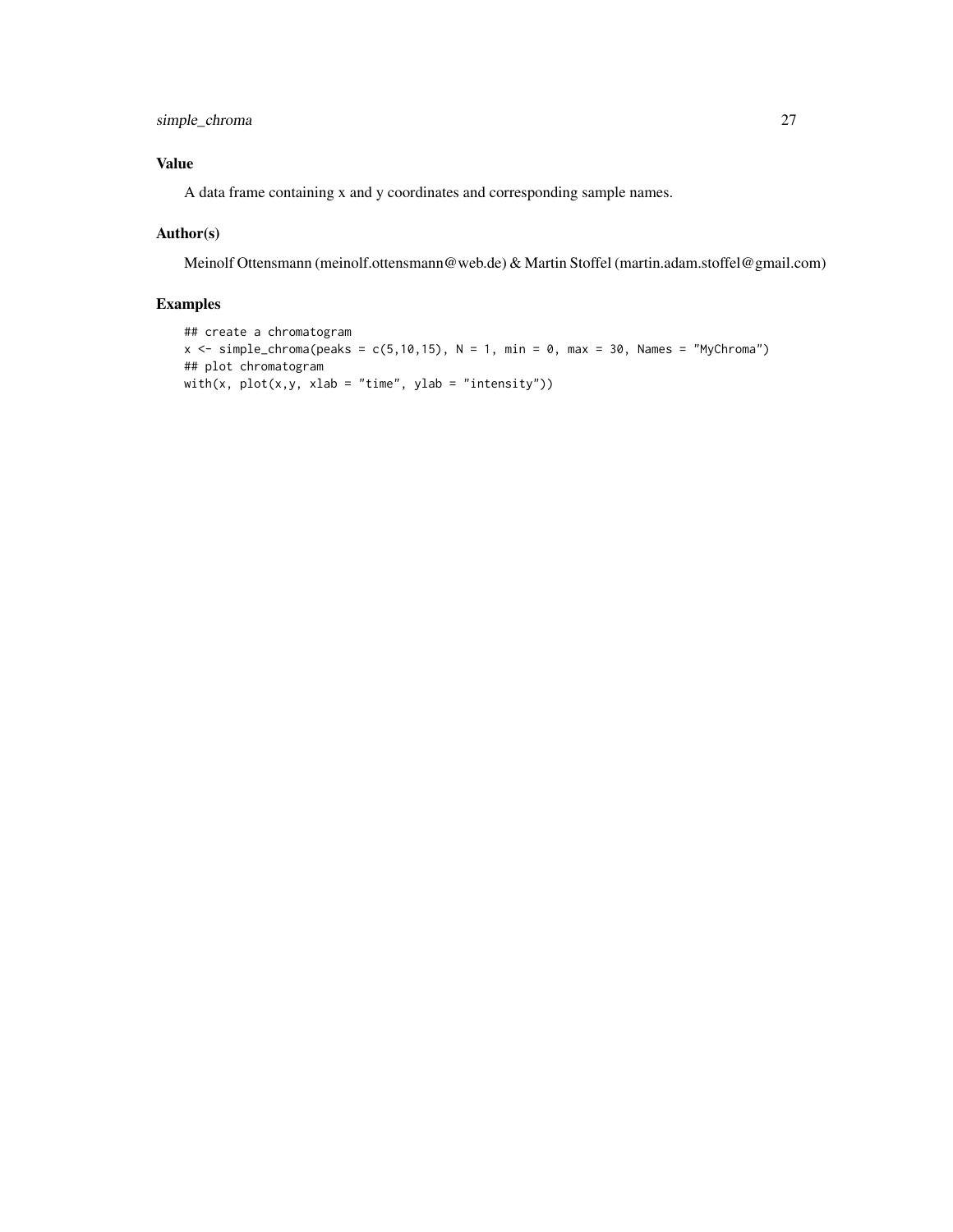## Value

A data frame containing x and y coordinates and corresponding sample names.

## Author(s)

Meinolf Ottensmann (meinolf.ottensmann@web.de) & Martin Stoffel (martin.adam.stoffel@gmail.com)

## Examples

```
## create a chromatogram
x <- simple_chroma(peaks = c(5,10,15), N = 1, min = 0, max = 30, Names = "MyChroma")
## plot chromatogram
with(x, plot(x,y, xlab = "time", ylab = "intensity"))
```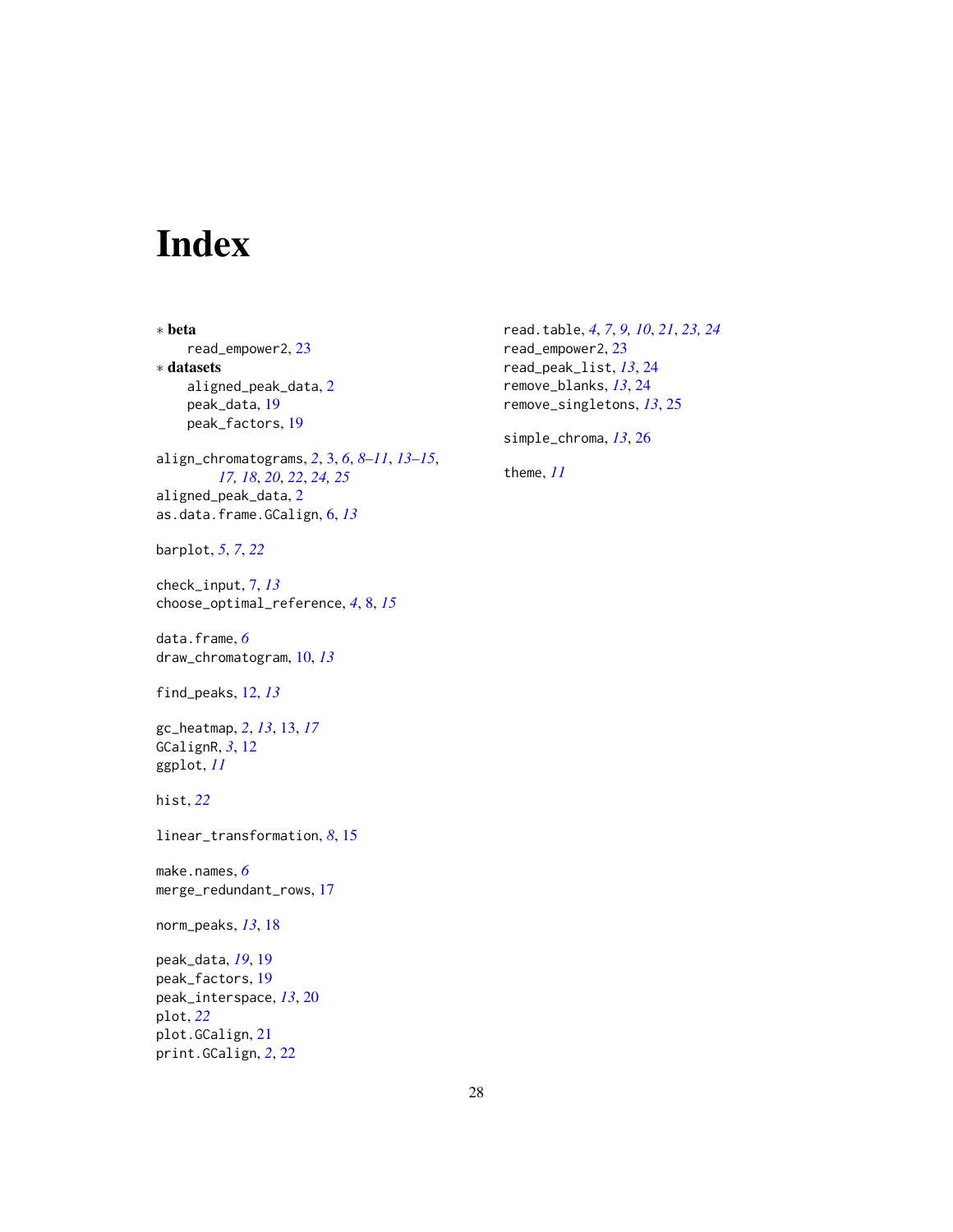# Index

∗ **beta**
  read_empower2, 23
∗ **datasets**
  aligned_peak_data, 2
  peak_data, 19
  peak_factors, 19

align_chromatograms, *2*, 3, *6*, *8–11*, *13–15*, *17, 18*, *20*, *22*, *24, 25*
aligned_peak_data, 2
as.data.frame.GCalign, 6, *13*

barplot, *5*, *7*, *22*

check_input, 7, *13*
choose_optimal_reference, *4*, 8, *15*

data.frame, *6*
draw_chromatogram, 10, *13*

find_peaks, 12, *13*

gc_heatmap, *2*, *13*, 13, *17*
GCalignR, *3*, 12
ggplot, *11*

hist, *22*

linear_transformation, *8*, 15

make.names, *6*
merge_redundant_rows, 17

norm_peaks, *13*, 18

peak_data, *19*, 19
peak_factors, 19
peak_interspace, *13*, 20
plot, *22*
plot.GCalign, 21
print.GCalign, *2*, 22

read.table, *4*, *7*, *9, 10*, *21*, *23, 24*
read_empower2, 23
read_peak_list, *13*, 24
remove_blanks, *13*, 24
remove_singletons, *13*, 25

simple_chroma, *13*, 26

theme, *11*